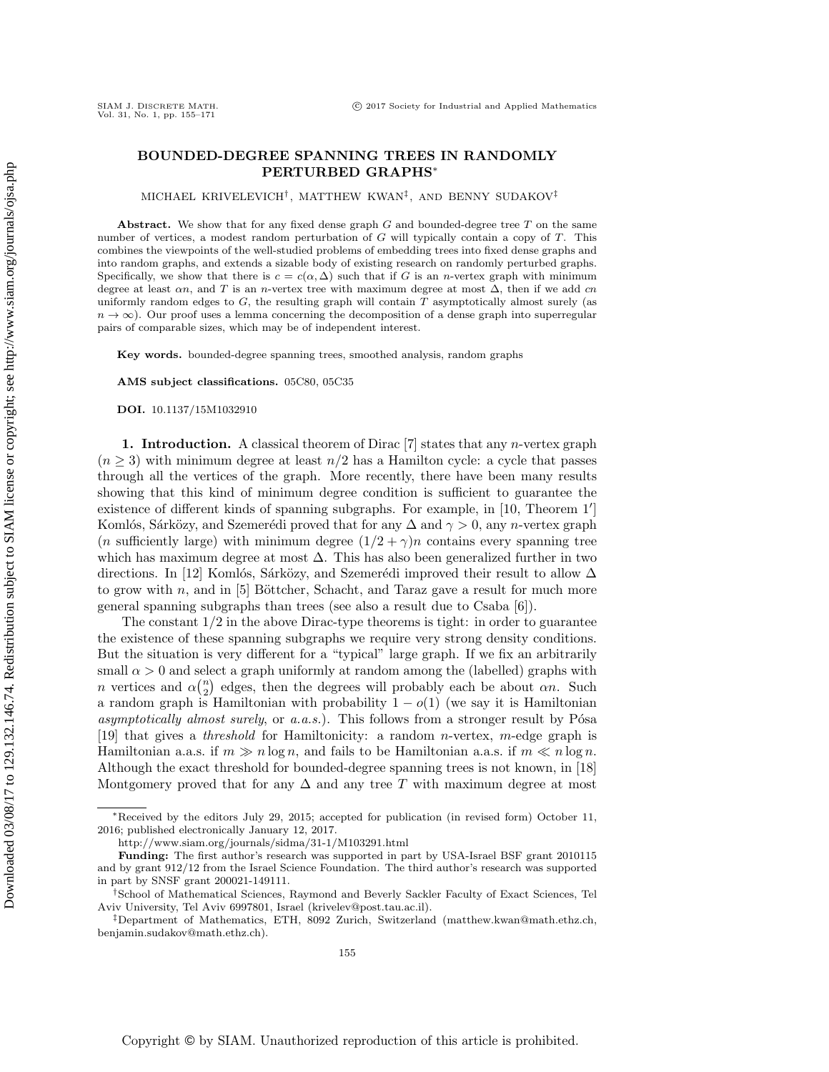# BOUNDED-DEGREE SPANNING TREES IN RANDOMLY PERTURBED GRAPHS*

MICHAEL KRIVELEVICH†, MATTHEW KWAN‡, AND BENNY SUDAKOV‡

**Abstract.** We show that for any fixed dense graph $G$ and bounded-degree tree $T$ on the same number of vertices, a modest random perturbation of $G$ will typically contain a copy of $T$. This combines the viewpoints of the well-studied problems of embedding trees into fixed dense graphs and into random graphs, and extends a sizable body of existing research on randomly perturbed graphs. Specifically, we show that there is $c = c(\alpha, \Delta)$ such that if $G$ is an $n$-vertex graph with minimum degree at least $\alpha n$, and $T$ is an $n$-vertex tree with maximum degree at most $\Delta$, then if we add $cn$ uniformly random edges to $G$, the resulting graph will contain $T$ asymptotically almost surely (as $n \to \infty$). Our proof uses a lemma concerning the decomposition of a dense graph into superregular pairs of comparable sizes, which may be of independent interest.

**Key words.** bounded-degree spanning trees, smoothed analysis, random graphs

**AMS subject classifications.** 05C80, 05C35

**DOI.** 10.1137/15M1032910

## 1. Introduction.

A classical theorem of Dirac [7] states that any $n$-vertex graph ($n \geq 3$) with minimum degree at least $n/2$ has a Hamilton cycle: a cycle that passes through all the vertices of the graph. More recently, there have been many results showing that this kind of minimum degree condition is sufficient to guarantee the existence of different kinds of spanning subgraphs. For example, in [10, Theorem 1′] Komlós, Sárközy, and Szemerédi proved that for any $\Delta$ and $\gamma > 0$, any $n$-vertex graph ($n$ sufficiently large) with minimum degree $(1/2 + \gamma)n$ contains every spanning tree which has maximum degree at most $\Delta$. This has also been generalized further in two directions. In [12] Komlós, Sárközy, and Szemerédi improved their result to allow $\Delta$ to grow with $n$, and in [5] Böttcher, Schacht, and Taraz gave a result for much more general spanning subgraphs than trees (see also a result due to Csaba [6]).

The constant $1/2$ in the above Dirac-type theorems is tight: in order to guarantee the existence of these spanning subgraphs we require very strong density conditions. But the situation is very different for a "typical" large graph. If we fix an arbitrarily small $\alpha > 0$ and select a graph uniformly at random among the (labelled) graphs with $n$ vertices and $\alpha\binom{n}{2}$ edges, then the degrees will probably each be about $\alpha n$. Such a random graph is Hamiltonian with probability $1 - o(1)$ (we say it is Hamiltonian *asymptotically almost surely*, or *a.a.s.*). This follows from a stronger result by Pósa [19] that gives a *threshold* for Hamiltonicity: a random $n$-vertex, $m$-edge graph is Hamiltonian a.a.s. if $m \gg n \log n$, and fails to be Hamiltonian a.a.s. if $m \ll n \log n$. Although the exact threshold for bounded-degree spanning trees is not known, in [18] Montgomery proved that for any $\Delta$ and any tree $T$ with maximum degree at most

---

*Received by the editors July 29, 2015; accepted for publication (in revised form) October 11, 2016; published electronically January 12, 2017.

http://www.siam.org/journals/sidma/31-1/M103291.html

**Funding:** The first author's research was supported in part by USA-Israel BSF grant 2010115 and by grant 912/12 from the Israel Science Foundation. The third author's research was supported in part by SNSF grant 200021-149111.

†School of Mathematical Sciences, Raymond and Beverly Sackler Faculty of Exact Sciences, Tel Aviv University, Tel Aviv 6997801, Israel (krivelev@post.tau.ac.il).

‡Department of Mathematics, ETH, 8092 Zurich, Switzerland (matthew.kwan@math.ethz.ch, benjamin.sudakov@math.ethz.ch).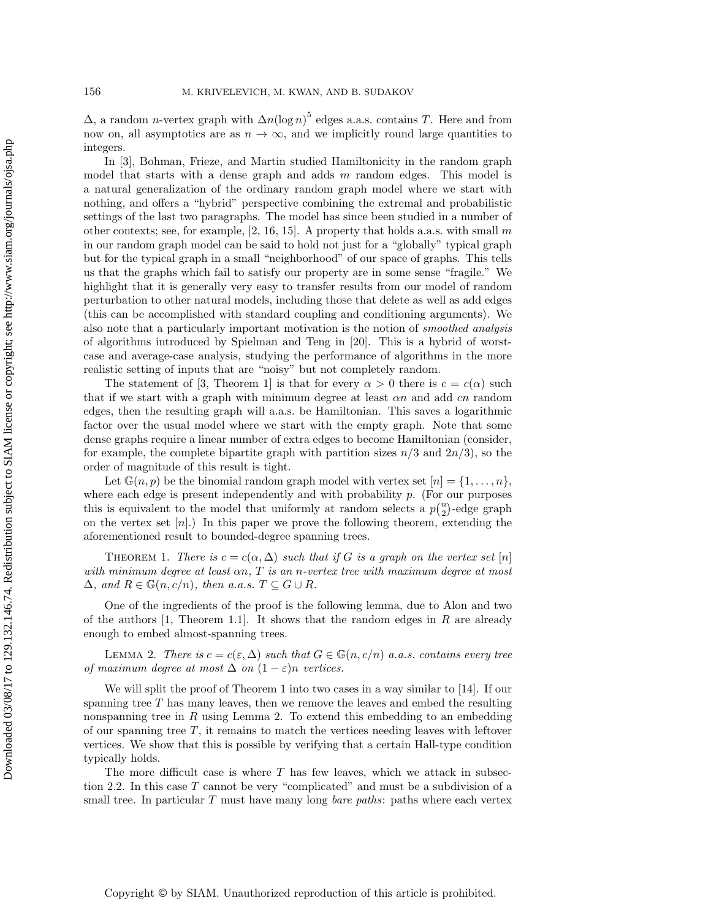$\Delta$, a random $n$-vertex graph with $\Delta n(\log n)^5$ edges a.a.s. contains $T$. Here and from now on, all asymptotics are as $n \to \infty$, and we implicitly round large quantities to integers.

In [3], Bohman, Frieze, and Martin studied Hamiltonicity in the random graph model that starts with a dense graph and adds $m$ random edges. This model is a natural generalization of the ordinary random graph model where we start with nothing, and offers a "hybrid" perspective combining the extremal and probabilistic settings of the last two paragraphs. The model has since been studied in a number of other contexts; see, for example, [2, 16, 15]. A property that holds a.a.s. with small $m$ in our random graph model can be said to hold not just for a "globally" typical graph but for the typical graph in a small "neighborhood" of our space of graphs. This tells us that the graphs which fail to satisfy our property are in some sense "fragile." We highlight that it is generally very easy to transfer results from our model of random perturbation to other natural models, including those that delete as well as add edges (this can be accomplished with standard coupling and conditioning arguments). We also note that a particularly important motivation is the notion of *smoothed analysis* of algorithms introduced by Spielman and Teng in [20]. This is a hybrid of worst-case and average-case analysis, studying the performance of algorithms in the more realistic setting of inputs that are "noisy" but not completely random.

The statement of [3, Theorem 1] is that for every $\alpha > 0$ there is $c = c(\alpha)$ such that if we start with a graph with minimum degree at least $\alpha n$ and add $cn$ random edges, then the resulting graph will a.a.s. be Hamiltonian. This saves a logarithmic factor over the usual model where we start with the empty graph. Note that some dense graphs require a linear number of extra edges to become Hamiltonian (consider, for example, the complete bipartite graph with partition sizes $n/3$ and $2n/3$), so the order of magnitude of this result is tight.

Let $\mathbb{G}(n,p)$ be the binomial random graph model with vertex set $[n] = \{1, \ldots, n\}$, where each edge is present independently and with probability $p$. (For our purposes this is equivalent to the model that uniformly at random selects a $p\binom{n}{2}$-edge graph on the vertex set $[n]$.) In this paper we prove the following theorem, extending the aforementioned result to bounded-degree spanning trees.

Theorem 1. *There is $c = c(\alpha, \Delta)$ such that if $G$ is a graph on the vertex set $[n]$ with minimum degree at least $\alpha n$, $T$ is an $n$-vertex tree with maximum degree at most $\Delta$, and $R \in \mathbb{G}(n, c/n)$, then a.a.s. $T \subseteq G \cup R$.*

One of the ingredients of the proof is the following lemma, due to Alon and two of the authors [1, Theorem 1.1]. It shows that the random edges in $R$ are already enough to embed almost-spanning trees.

Lemma 2. *There is $c = c(\varepsilon, \Delta)$ such that $G \in \mathbb{G}(n, c/n)$ a.a.s. contains every tree of maximum degree at most $\Delta$ on $(1 - \varepsilon)n$ vertices.*

We will split the proof of Theorem 1 into two cases in a way similar to [14]. If our spanning tree $T$ has many leaves, then we remove the leaves and embed the resulting nonspanning tree in $R$ using Lemma 2. To extend this embedding to an embedding of our spanning tree $T$, it remains to match the vertices needing leaves with leftover vertices. We show that this is possible by verifying that a certain Hall-type condition typically holds.

The more difficult case is where $T$ has few leaves, which we attack in subsection 2.2. In this case $T$ cannot be very "complicated" and must be a subdivision of a small tree. In particular $T$ must have many long *bare paths*: paths where each vertex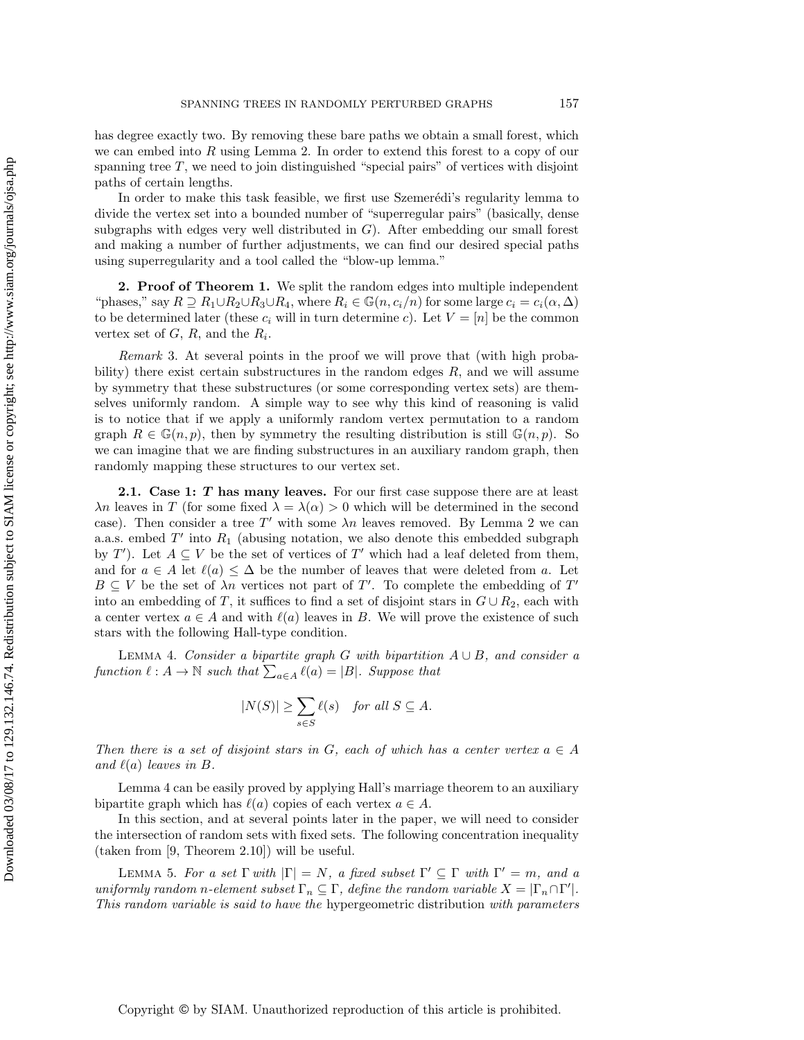has degree exactly two. By removing these bare paths we obtain a small forest, which we can embed into $R$ using Lemma 2. In order to extend this forest to a copy of our spanning tree $T$, we need to join distinguished "special pairs" of vertices with disjoint paths of certain lengths.

In order to make this task feasible, we first use Szemerédi's regularity lemma to divide the vertex set into a bounded number of "superregular pairs" (basically, dense subgraphs with edges very well distributed in $G$). After embedding our small forest and making a number of further adjustments, we can find our desired special paths using superregularity and a tool called the "blow-up lemma."

## 2. Proof of Theorem 1.

We split the random edges into multiple independent "phases," say $R \supseteq R_1 \cup R_2 \cup R_3 \cup R_4$, where $R_i \in \mathbb{G}(n, c_i/n)$ for some large $c_i = c_i(\alpha, \Delta)$ to be determined later (these $c_i$ will in turn determine $c$). Let $V = [n]$ be the common vertex set of $G$, $R$, and the $R_i$.

*Remark* 3. At several points in the proof we will prove that (with high probability) there exist certain substructures in the random edges $R$, and we will assume by symmetry that these substructures (or some corresponding vertex sets) are themselves uniformly random. A simple way to see why this kind of reasoning is valid is to notice that if we apply a uniformly random vertex permutation to a random graph $R \in \mathbb{G}(n, p)$, then by symmetry the resulting distribution is still $\mathbb{G}(n, p)$. So we can imagine that we are finding substructures in an auxiliary random graph, then randomly mapping these structures to our vertex set.

### 2.1. Case 1: *T* has many leaves.

For our first case suppose there are at least $\lambda n$ leaves in $T$ (for some fixed $\lambda = \lambda(\alpha) > 0$ which will be determined in the second case). Then consider a tree $T'$ with some $\lambda n$ leaves removed. By Lemma 2 we can a.a.s. embed $T'$ into $R_1$ (abusing notation, we also denote this embedded subgraph by $T'$). Let $A \subseteq V$ be the set of vertices of $T'$ which had a leaf deleted from them, and for $a \in A$ let $\ell(a) \leq \Delta$ be the number of leaves that were deleted from $a$. Let $B \subseteq V$ be the set of $\lambda n$ vertices not part of $T'$. To complete the embedding of $T'$ into an embedding of $T$, it suffices to find a set of disjoint stars in $G \cup R_2$, each with a center vertex $a \in A$ and with $\ell(a)$ leaves in $B$. We will prove the existence of such stars with the following Hall-type condition.

LEMMA 4. *Consider a bipartite graph $G$ with bipartition $A \cup B$, and consider a function $\ell : A \to \mathbb{N}$ such that $\sum_{a \in A} \ell(a) = |B|$. Suppose that*

$$|N(S)| \geq \sum_{s \in S} \ell(s) \quad \textit{for all } S \subseteq A.$$

*Then there is a set of disjoint stars in $G$, each of which has a center vertex $a \in A$ and $\ell(a)$ leaves in $B$.*

Lemma 4 can be easily proved by applying Hall's marriage theorem to an auxiliary bipartite graph which has $\ell(a)$ copies of each vertex $a \in A$.

In this section, and at several points later in the paper, we will need to consider the intersection of random sets with fixed sets. The following concentration inequality (taken from [9, Theorem 2.10]) will be useful.

LEMMA 5. *For a set $\Gamma$ with $|\Gamma| = N$, a fixed subset $\Gamma' \subseteq \Gamma$ with $\Gamma' = m$, and a uniformly random $n$-element subset $\Gamma_n \subseteq \Gamma$, define the random variable $X = |\Gamma_n \cap \Gamma'|$. This random variable is said to have the* hypergeometric distribution *with parameters*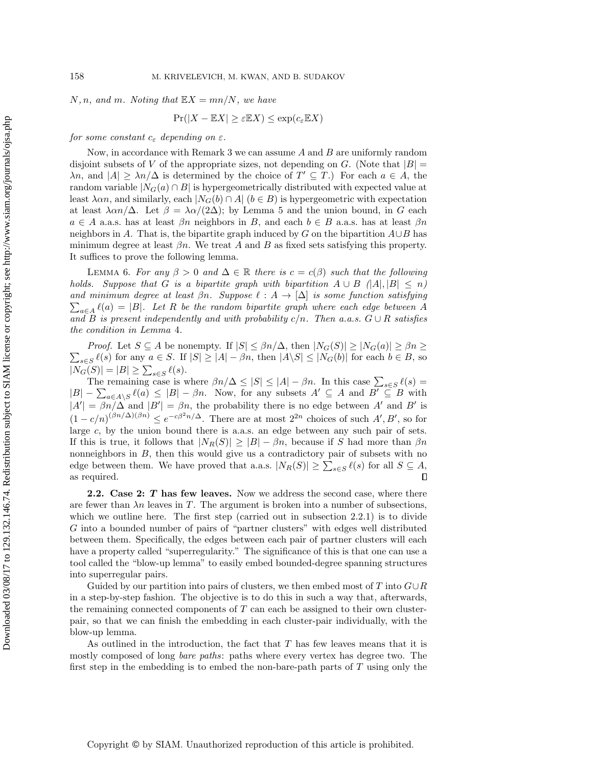$N, n$, and $m$. Noting that $\mathbb{E}X = mn/N$, we have

$$\Pr(|X - \mathbb{E}X| \geq \varepsilon \mathbb{E}X) \leq \exp(c_\varepsilon \mathbb{E}X)$$

*for some constant $c_\varepsilon$ depending on $\varepsilon$.*

Now, in accordance with Remark 3 we can assume $A$ and $B$ are uniformly random disjoint subsets of $V$ of the appropriate sizes, not depending on $G$. (Note that $|B| = \lambda n$, and $|A| \geq \lambda n/\Delta$ is determined by the choice of $T' \subseteq T$.) For each $a \in A$, the random variable $|N_G(a) \cap B|$ is hypergeometrically distributed with expected value at least $\lambda \alpha n$, and similarly, each $|N_G(b) \cap A|$ ($b \in B$) is hypergeometric with expectation at least $\lambda \alpha n/\Delta$. Let $\beta = \lambda \alpha/(2\Delta)$; by Lemma 5 and the union bound, in $G$ each $a \in A$ a.a.s. has at least $\beta n$ neighbors in $B$, and each $b \in B$ a.a.s. has at least $\beta n$ neighbors in $A$. That is, the bipartite graph induced by $G$ on the bipartition $A \cup B$ has minimum degree at least $\beta n$. We treat $A$ and $B$ as fixed sets satisfying this property. It suffices to prove the following lemma.

Lemma 6. *For any $\beta > 0$ and $\Delta \in \mathbb{R}$ there is $c = c(\beta)$ such that the following holds. Suppose that $G$ is a bipartite graph with bipartition $A \cup B$ ($|A|, |B| \leq n$) and minimum degree at least $\beta n$. Suppose $\ell : A \to [\Delta]$ is some function satisfying $\sum_{a \in A} \ell(a) = |B|$. Let $R$ be the random bipartite graph where each edge between $A$ and $B$ is present independently and with probability $c/n$. Then a.a.s. $G \cup R$ satisfies the condition in Lemma 4.*

*Proof.* Let $S \subseteq A$ be nonempty. If $|S| \leq \beta n/\Delta$, then $|N_G(S)| \geq |N_G(a)| \geq \beta n \geq \sum_{s \in S} \ell(s)$ for any $a \in S$. If $|S| \geq |A| - \beta n$, then $|A \backslash S| \leq |N_G(b)|$ for each $b \in B$, so $|N_G(S)| = |B| \geq \sum_{s \in S} \ell(s)$.

The remaining case is where $\beta n/\Delta \leq |S| \leq |A| - \beta n$. In this case $\sum_{s \in S} \ell(s) = |B| - \sum_{a \in A \backslash S} \ell(a) \leq |B| - \beta n$. Now, for any subsets $A' \subseteq A$ and $B' \subseteq B$ with $|A'| = \beta n/\Delta$ and $|B'| = \beta n$, the probability there is no edge between $A'$ and $B'$ is $(1 - c/n)^{(\beta n/\Delta)(\beta n)} \leq e^{-c\beta^2 n/\Delta}$. There are at most $2^{2n}$ choices of such $A', B'$, so for large $c$, by the union bound there is a.a.s. an edge between any such pair of sets. If this is true, it follows that $|N_R(S)| \geq |B| - \beta n$, because if $S$ had more than $\beta n$ nonneighbors in $B$, then this would give us a contradictory pair of subsets with no edge between them. We have proved that a.a.s. $|N_R(S)| \geq \sum_{s \in S} \ell(s)$ for all $S \subseteq A$, as required. $\square$

### 2.2. Case 2: *T* has few leaves.

Now we address the second case, where there are fewer than $\lambda n$ leaves in $T$. The argument is broken into a number of subsections, which we outline here. The first step (carried out in subsection 2.2.1) is to divide $G$ into a bounded number of pairs of "partner clusters" with edges well distributed between them. Specifically, the edges between each pair of partner clusters will each have a property called "superregularity." The significance of this is that one can use a tool called the "blow-up lemma" to easily embed bounded-degree spanning structures into superregular pairs.

Guided by our partition into pairs of clusters, we then embed most of $T$ into $G \cup R$ in a step-by-step fashion. The objective is to do this in such a way that, afterwards, the remaining connected components of $T$ can each be assigned to their own cluster-pair, so that we can finish the embedding in each cluster-pair individually, with the blow-up lemma.

As outlined in the introduction, the fact that $T$ has few leaves means that it is mostly composed of long *bare paths*: paths where every vertex has degree two. The first step in the embedding is to embed the non-bare-path parts of $T$ using only the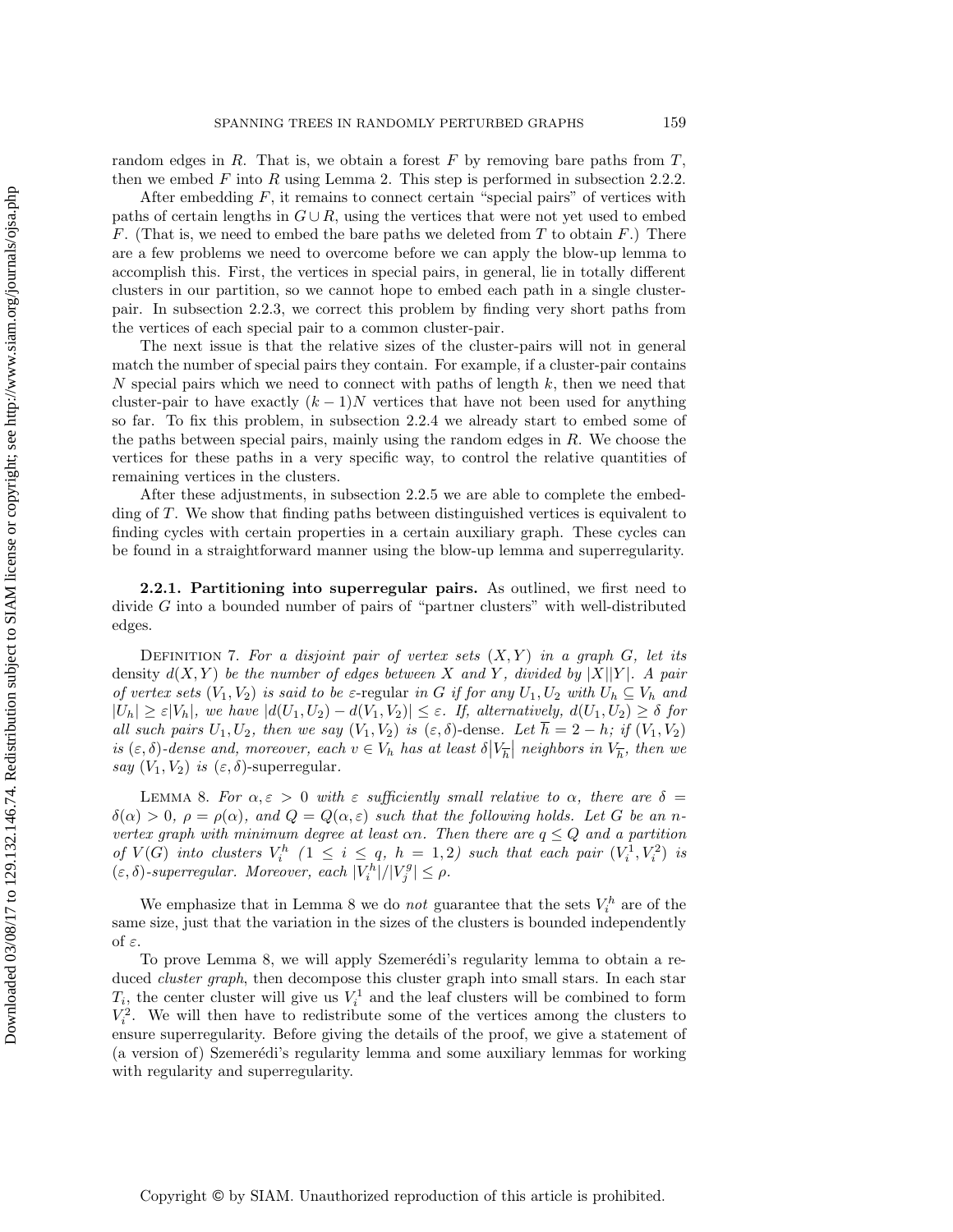random edges in $R$. That is, we obtain a forest $F$ by removing bare paths from $T$, then we embed $F$ into $R$ using Lemma 2. This step is performed in subsection 2.2.2.

After embedding $F$, it remains to connect certain "special pairs" of vertices with paths of certain lengths in $G \cup R$, using the vertices that were not yet used to embed $F$. (That is, we need to embed the bare paths we deleted from $T$ to obtain $F$.) There are a few problems we need to overcome before we can apply the blow-up lemma to accomplish this. First, the vertices in special pairs, in general, lie in totally different clusters in our partition, so we cannot hope to embed each path in a single cluster-pair. In subsection 2.2.3, we correct this problem by finding very short paths from the vertices of each special pair to a common cluster-pair.

The next issue is that the relative sizes of the cluster-pairs will not in general match the number of special pairs they contain. For example, if a cluster-pair contains $N$ special pairs which we need to connect with paths of length $k$, then we need that cluster-pair to have exactly $(k-1)N$ vertices that have not been used for anything so far. To fix this problem, in subsection 2.2.4 we already start to embed some of the paths between special pairs, mainly using the random edges in $R$. We choose the vertices for these paths in a very specific way, to control the relative quantities of remaining vertices in the clusters.

After these adjustments, in subsection 2.2.5 we are able to complete the embedding of $T$. We show that finding paths between distinguished vertices is equivalent to finding cycles with certain properties in a certain auxiliary graph. These cycles can be found in a straightforward manner using the blow-up lemma and superregularity.

**2.2.1. Partitioning into superregular pairs.** As outlined, we first need to divide $G$ into a bounded number of pairs of "partner clusters" with well-distributed edges.

Definition 7. *For a disjoint pair of vertex sets $(X,Y)$ in a graph $G$, let its* density *$d(X,Y)$ be the number of edges between $X$ and $Y$, divided by $|X||Y|$. A pair of vertex sets $(V_1,V_2)$ is said to be* $\varepsilon$-regular *in $G$ if for any $U_1,U_2$ with $U_h \subseteq V_h$ and $|U_h| \geq \varepsilon|V_h|$, we have $|d(U_1,U_2) - d(V_1,V_2)| \leq \varepsilon$. If, alternatively, $d(U_1,U_2) \geq \delta$ for all such pairs $U_1,U_2$, then we say $(V_1,V_2)$ is* $(\varepsilon,\delta)$-dense. *Let $\overline{h} = 2-h$; if $(V_1,V_2)$ is $(\varepsilon,\delta)$-dense and, moreover, each $v \in V_h$ has at least $\delta|V_{\overline{h}}|$ neighbors in $V_{\overline{h}}$, then we say $(V_1,V_2)$ is* $(\varepsilon,\delta)$-superregular.

Lemma 8. *For $\alpha,\varepsilon > 0$ with $\varepsilon$ sufficiently small relative to $\alpha$, there are $\delta = \delta(\alpha) > 0$, $\rho = \rho(\alpha)$, and $Q = Q(\alpha,\varepsilon)$ such that the following holds. Let $G$ be an $n$-vertex graph with minimum degree at least $\alpha n$. Then there are $q \leq Q$ and a partition of $V(G)$ into clusters $V_i^h$ $(1 \leq i \leq q,\ h = 1,2)$ such that each pair $(V_i^1,V_i^2)$ is $(\varepsilon,\delta)$-superregular. Moreover, each $|V_i^h|/|V_j^g| \leq \rho$.*

We emphasize that in Lemma 8 we do *not* guarantee that the sets $V_i^h$ are of the same size, just that the variation in the sizes of the clusters is bounded independently of $\varepsilon$.

To prove Lemma 8, we will apply Szemerédi's regularity lemma to obtain a reduced *cluster graph*, then decompose this cluster graph into small stars. In each star $T_i$, the center cluster will give us $V_i^1$ and the leaf clusters will be combined to form $V_i^2$. We will then have to redistribute some of the vertices among the clusters to ensure superregularity. Before giving the details of the proof, we give a statement of (a version of) Szemerédi's regularity lemma and some auxiliary lemmas for working with regularity and superregularity.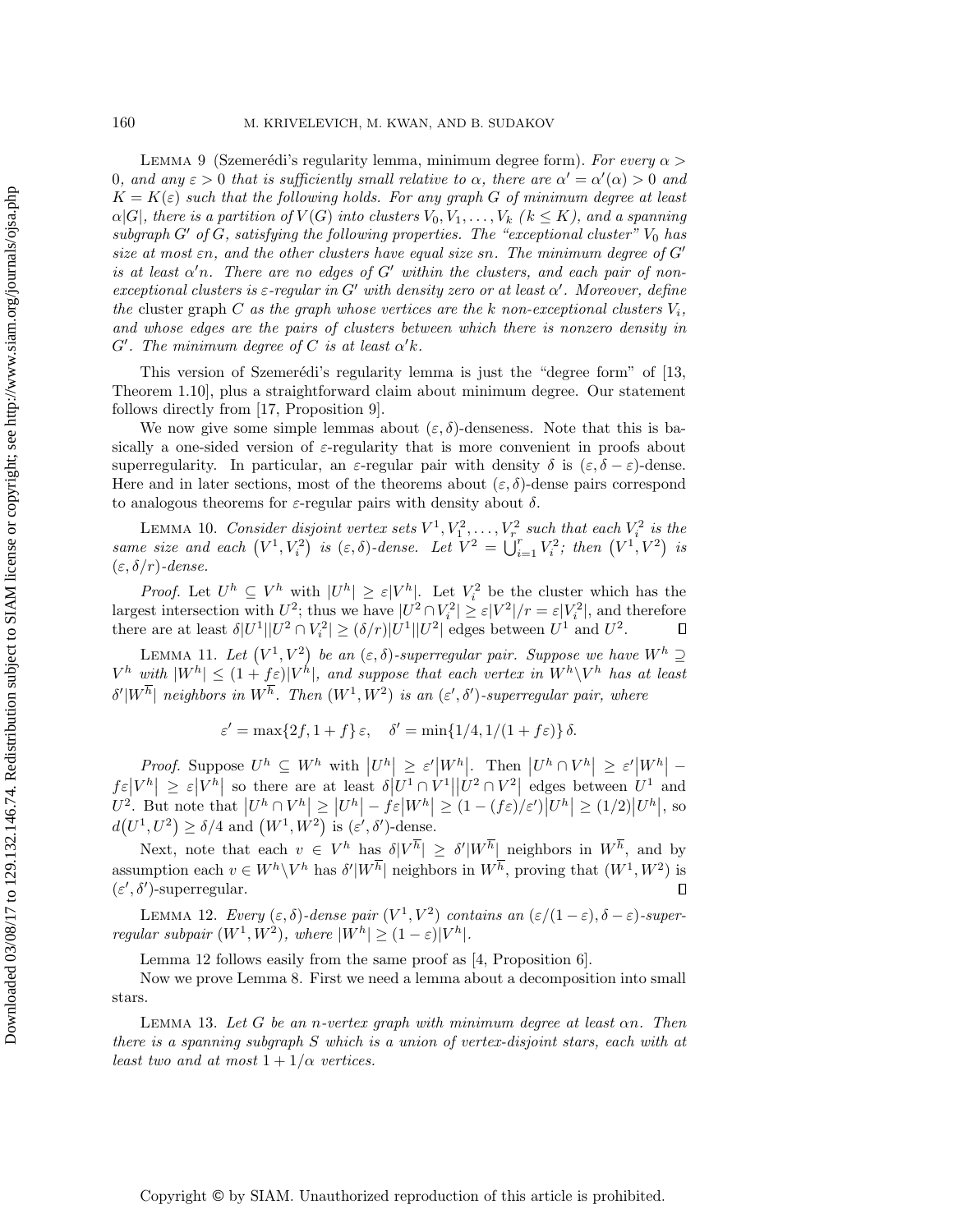LEMMA 9 (Szemerédi's regularity lemma, minimum degree form). *For every $\alpha > 0$, and any $\varepsilon > 0$ that is sufficiently small relative to $\alpha$, there are $\alpha' = \alpha'(\alpha) > 0$ and $K = K(\varepsilon)$ such that the following holds. For any graph $G$ of minimum degree at least $\alpha|G|$, there is a partition of $V(G)$ into clusters $V_0, V_1, \dots, V_k$ ($k \le K$), and a spanning subgraph $G'$ of $G$, satisfying the following properties. The "exceptional cluster" $V_0$ has size at most $\varepsilon n$, and the other clusters have equal size $sn$. The minimum degree of $G'$ is at least $\alpha' n$. There are no edges of $G'$ within the clusters, and each pair of non-exceptional clusters is $\varepsilon$-regular in $G'$ with density zero or at least $\alpha'$. Moreover, define the* cluster graph *$C$ as the graph whose vertices are the $k$ non-exceptional clusters $V_i$, and whose edges are the pairs of clusters between which there is nonzero density in $G'$. The minimum degree of $C$ is at least $\alpha' k$.*

This version of Szemerédi's regularity lemma is just the "degree form" of [13, Theorem 1.10], plus a straightforward claim about minimum degree. Our statement follows directly from [17, Proposition 9].

We now give some simple lemmas about $(\varepsilon, \delta)$-denseness. Note that this is basically a one-sided version of $\varepsilon$-regularity that is more convenient in proofs about superregularity. In particular, an $\varepsilon$-regular pair with density $\delta$ is $(\varepsilon, \delta - \varepsilon)$-dense. Here and in later sections, most of the theorems about $(\varepsilon, \delta)$-dense pairs correspond to analogous theorems for $\varepsilon$-regular pairs with density about $\delta$.

LEMMA 10. *Consider disjoint vertex sets $V^1, V_1^2, \dots, V_r^2$ such that each $V_i^2$ is the same size and each $\left(V^1, V_i^2\right)$ is $(\varepsilon, \delta)$-dense. Let $V^2 = \bigcup_{i=1}^r V_i^2$; then $\left(V^1, V^2\right)$ is $(\varepsilon, \delta/r)$-dense.*

*Proof.* Let $U^h \subseteq V^h$ with $|U^h| \ge \varepsilon|V^h|$. Let $V_i^2$ be the cluster which has the largest intersection with $U^2$; thus we have $|U^2 \cap V_i^2| \ge \varepsilon|V^2|/r = \varepsilon|V_i^2|$, and therefore there are at least $\delta|U^1||U^2 \cap V_i^2| \ge (\delta/r)|U^1||U^2|$ edges between $U^1$ and $U^2$. $\square$

LEMMA 11. *Let $\left(V^1, V^2\right)$ be an $(\varepsilon, \delta)$-superregular pair. Suppose we have $W^h \supseteq V^h$ with $|W^h| \le (1 + f\varepsilon)|V^h|$, and suppose that each vertex in $W^h \backslash V^h$ has at least $\delta'|W^{\overline{h}}|$ neighbors in $W^{\overline{h}}$. Then $(W^1, W^2)$ is an $(\varepsilon', \delta')$-superregular pair, where*

$$\varepsilon' = \max\{2f, 1 + f\}\,\varepsilon, \quad \delta' = \min\{1/4, 1/(1 + f\varepsilon)\}\,\delta.$$

*Proof.* Suppose $U^h \subseteq W^h$ with $\left|U^h\right| \ge \varepsilon'\left|W^h\right|$. Then $\left|U^h \cap V^h\right| \ge \varepsilon'\left|W^h\right| - f\varepsilon\left|V^h\right| \ge \varepsilon\left|V^h\right|$ so there are at least $\delta\left|U^1 \cap V^1\right|\left|U^2 \cap V^2\right|$ edges between $U^1$ and $U^2$. But note that $\left|U^h \cap V^h\right| \ge \left|U^h\right| - f\varepsilon\left|W^h\right| \ge (1 - (f\varepsilon)/\varepsilon')\left|U^h\right| \ge (1/2)\left|U^h\right|$, so $d\left(U^1, U^2\right) \ge \delta/4$ and $\left(W^1, W^2\right)$ is $(\varepsilon', \delta')$-dense.

Next, note that each $v \in V^h$ has $\delta|V^{\overline{h}}| \ge \delta'|W^{\overline{h}}|$ neighbors in $W^{\overline{h}}$, and by assumption each $v \in W^h \backslash V^h$ has $\delta'|W^{\overline{h}}|$ neighbors in $W^{\overline{h}}$, proving that $(W^1, W^2)$ is $(\varepsilon', \delta')$-superregular. $\square$

LEMMA 12. *Every $(\varepsilon, \delta)$-dense pair $(V^1, V^2)$ contains an $(\varepsilon/(1-\varepsilon), \delta - \varepsilon)$-superregular subpair $(W^1, W^2)$, where $|W^h| \ge (1 - \varepsilon)|V^h|$.*

Lemma 12 follows easily from the same proof as [4, Proposition 6].

Now we prove Lemma 8. First we need a lemma about a decomposition into small stars.

LEMMA 13. *Let $G$ be an $n$-vertex graph with minimum degree at least $\alpha n$. Then there is a spanning subgraph $S$ which is a union of vertex-disjoint stars, each with at least two and at most $1 + 1/\alpha$ vertices.*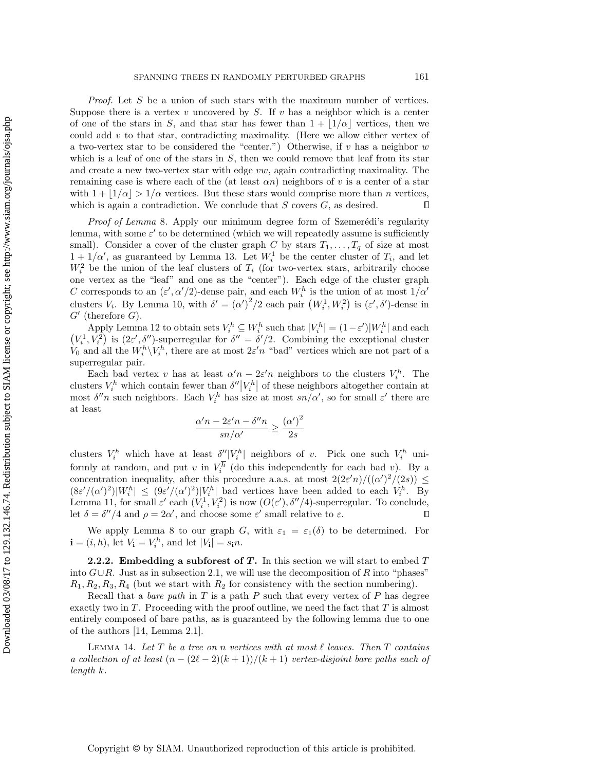*Proof.* Let $S$ be a union of such stars with the maximum number of vertices. Suppose there is a vertex $v$ uncovered by $S$. If $v$ has a neighbor which is a center of one of the stars in $S$, and that star has fewer than $1 + \lfloor 1/\alpha \rfloor$ vertices, then we could add $v$ to that star, contradicting maximality. (Here we allow either vertex of a two-vertex star to be considered the "center.") Otherwise, if $v$ has a neighbor $w$ which is a leaf of one of the stars in $S$, then we could remove that leaf from its star and create a new two-vertex star with edge $vw$, again contradicting maximality. The remaining case is where each of the (at least $\alpha n$) neighbors of $v$ is a center of a star with $1 + \lfloor 1/\alpha \rfloor > 1/\alpha$ vertices. But these stars would comprise more than $n$ vertices, which is again a contradiction. We conclude that $S$ covers $G$, as desired. $\square$

*Proof of Lemma* 8. Apply our minimum degree form of Szemerédi's regularity lemma, with some $\varepsilon'$ to be determined (which we will repeatedly assume is sufficiently small). Consider a cover of the cluster graph $C$ by stars $T_1, \dots, T_q$ of size at most $1 + 1/\alpha'$, as guaranteed by Lemma 13. Let $W_i^1$ be the center cluster of $T_i$, and let $W_i^2$ be the union of the leaf clusters of $T_i$ (for two-vertex stars, arbitrarily choose one vertex as the "leaf" and one as the "center"). Each edge of the cluster graph $C$ corresponds to an $(\varepsilon', \alpha'/2)$-dense pair, and each $W_i^h$ is the union of at most $1/\alpha'$ clusters $V_i$. By Lemma 10, with $\delta' = (\alpha')^2/2$ each pair $(W_i^1, W_i^2)$ is $(\varepsilon', \delta')$-dense in $G'$ (therefore $G$).

Apply Lemma 12 to obtain sets $V_i^h \subseteq W_i^h$ such that $|V_i^h| = (1-\varepsilon')|W_i^h|$ and each $(V_i^1, V_i^2)$ is $(2\varepsilon', \delta'')$-superregular for $\delta'' = \delta'/2$. Combining the exceptional cluster $V_0$ and all the $W_i^h \backslash V_i^h$, there are at most $2\varepsilon' n$ "bad" vertices which are not part of a superregular pair.

Each bad vertex $v$ has at least $\alpha' n - 2\varepsilon' n$ neighbors to the clusters $V_i^h$. The clusters $V_i^h$ which contain fewer than $\delta''|V_i^h|$ of these neighbors altogether contain at most $\delta'' n$ such neighbors. Each $V_i^h$ has size at most $sn/\alpha'$, so for small $\varepsilon'$ there are at least

$$\frac{\alpha' n - 2\varepsilon' n - \delta'' n}{sn/\alpha'} \geq \frac{(\alpha')^2}{2s}$$

clusters $V_i^h$ which have at least $\delta''|V_i^h|$ neighbors of $v$. Pick one such $V_i^h$ uniformly at random, and put $v$ in $V_i^{\overline{h}}$ (do this independently for each bad $v$). By a concentration inequality, after this procedure a.a.s. at most $2(2\varepsilon' n)/((\alpha')^2/(2s)) \leq (8\varepsilon'/(\alpha')^2)|W_i^h| \leq (9\varepsilon'/(\alpha')^2)|V_i^h|$ bad vertices have been added to each $V_i^h$. By Lemma 11, for small $\varepsilon'$ each $(V_i^1, V_i^2)$ is now $(O(\varepsilon'), \delta''/4)$-superregular. To conclude, let $\delta = \delta''/4$ and $\rho = 2\alpha'$, and choose some $\varepsilon'$ small relative to $\varepsilon$. $\square$

We apply Lemma 8 to our graph $G$, with $\varepsilon_1 = \varepsilon_1(\delta)$ to be determined. For $\mathbf{i} = (i, h)$, let $V_{\mathbf{i}} = V_i^h$, and let $|V_{\mathbf{i}}| = s_{\mathbf{i}} n$.

**2.2.2. Embedding a subforest of $T$.** In this section we will start to embed $T$ into $G \cup R$. Just as in subsection 2.1, we will use the decomposition of $R$ into "phases" $R_1, R_2, R_3, R_4$ (but we start with $R_2$ for consistency with the section numbering).

Recall that a *bare path* in $T$ is a path $P$ such that every vertex of $P$ has degree exactly two in $T$. Proceeding with the proof outline, we need the fact that $T$ is almost entirely composed of bare paths, as is guaranteed by the following lemma due to one of the authors [14, Lemma 2.1].

LEMMA 14. *Let $T$ be a tree on $n$ vertices with at most $\ell$ leaves. Then $T$ contains a collection of at least $(n - (2\ell - 2)(k+1))/(k+1)$ vertex-disjoint bare paths each of length $k$.*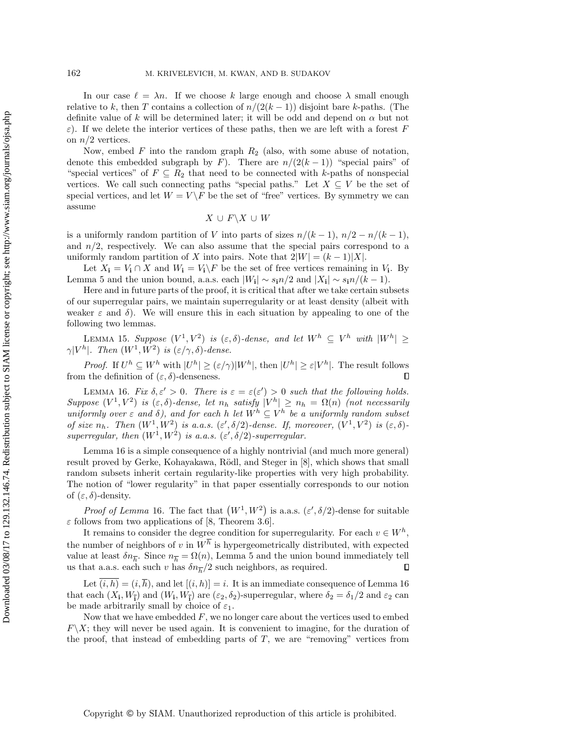In our case $\ell = \lambda n$. If we choose $k$ large enough and choose $\lambda$ small enough relative to $k$, then $T$ contains a collection of $n/(2(k-1))$ disjoint bare $k$-paths. (The definite value of $k$ will be determined later; it will be odd and depend on $\alpha$ but not $\varepsilon$). If we delete the interior vertices of these paths, then we are left with a forest $F$ on $n/2$ vertices.

Now, embed $F$ into the random graph $R_2$ (also, with some abuse of notation, denote this embedded subgraph by $F$). There are $n/(2(k-1))$ "special pairs" of "special vertices" of $F \subseteq R_2$ that need to be connected with $k$-paths of nonspecial vertices. We call such connecting paths "special paths." Let $X \subseteq V$ be the set of special vertices, and let $W = V \backslash F$ be the set of "free" vertices. By symmetry we can assume

$$X \cup F \backslash X \cup W$$

is a uniformly random partition of $V$ into parts of sizes $n/(k-1)$, $n/2 - n/(k-1)$, and $n/2$, respectively. We can also assume that the special pairs correspond to a uniformly random partition of $X$ into pairs. Note that $2|W| = (k-1)|X|$.

Let $X_{\mathbf{i}} = V_{\mathbf{i}} \cap X$ and $W_{\mathbf{i}} = V_{\mathbf{i}} \backslash F$ be the set of free vertices remaining in $V_{\mathbf{i}}$. By Lemma 5 and the union bound, a.a.s. each $|W_{\mathbf{i}}| \sim s_{\mathbf{i}} n/2$ and $|X_{\mathbf{i}}| \sim s_{\mathbf{i}} n/(k-1)$.

Here and in future parts of the proof, it is critical that after we take certain subsets of our superregular pairs, we maintain superregularity or at least density (albeit with weaker $\varepsilon$ and $\delta$). We will ensure this in each situation by appealing to one of the following two lemmas.

Lemma 15. *Suppose $(V^1, V^2)$ is $(\varepsilon, \delta)$-dense, and let $W^h \subseteq V^h$ with $|W^h| \geq \gamma |V^h|$. Then $(W^1, W^2)$ is $(\varepsilon/\gamma, \delta)$-dense.*

*Proof.* If $U^h \subseteq W^h$ with $|U^h| \geq (\varepsilon/\gamma)|W^h|$, then $|U^h| \geq \varepsilon |V^h|$. The result follows from the definition of $(\varepsilon, \delta)$-denseness. ∎

Lemma 16. *Fix $\delta, \varepsilon' > 0$. There is $\varepsilon = \varepsilon(\varepsilon') > 0$ such that the following holds. Suppose $(V^1, V^2)$ is $(\varepsilon, \delta)$-dense, let $n_h$ satisfy $|V^h| \geq n_h = \Omega(n)$ (not necessarily uniformly over $\varepsilon$ and $\delta$), and for each $h$ let $W^h \subseteq V^h$ be a uniformly random subset of size $n_h$. Then $(W^1, W^2)$ is a.a.s. $(\varepsilon', \delta/2)$-dense. If, moreover, $(V^1, V^2)$ is $(\varepsilon, \delta)$-superregular, then $(W^1, W^2)$ is a.a.s. $(\varepsilon', \delta/2)$-superregular.*

Lemma 16 is a simple consequence of a highly nontrivial (and much more general) result proved by Gerke, Kohayakawa, Rödl, and Steger in [8], which shows that small random subsets inherit certain regularity-like properties with very high probability. The notion of "lower regularity" in that paper essentially corresponds to our notion of $(\varepsilon, \delta)$-density.

*Proof of Lemma* 16. The fact that $\left(W^1, W^2\right)$ is a.a.s. $(\varepsilon', \delta/2)$-dense for suitable $\varepsilon$ follows from two applications of [8, Theorem 3.6].

It remains to consider the degree condition for superregularity. For each $v \in W^h$, the number of neighbors of $v$ in $W^{\overline{h}}$ is hypergeometrically distributed, with expected value at least $\delta n_{\overline{h}}$. Since $n_{\overline{h}} = \Omega(n)$, Lemma 5 and the union bound immediately tell us that a.a.s. each such $v$ has $\delta n_{\overline{h}}/2$ such neighbors, as required. ∎

Let $\overline{(i,h)} = (i, \overline{h})$, and let $[(i,h)] = i$. It is an immediate consequence of Lemma 16 that each $(X_{\mathbf{i}}, W_{\overline{\mathbf{i}}})$ and $(W_{\mathbf{i}}, W_{\overline{\mathbf{i}}})$ are $(\varepsilon_2, \delta_2)$-superregular, where $\delta_2 = \delta_1/2$ and $\varepsilon_2$ can be made arbitrarily small by choice of $\varepsilon_1$.

Now that we have embedded $F$, we no longer care about the vertices used to embed $F \backslash X$; they will never be used again. It is convenient to imagine, for the duration of the proof, that instead of embedding parts of $T$, we are "removing" vertices from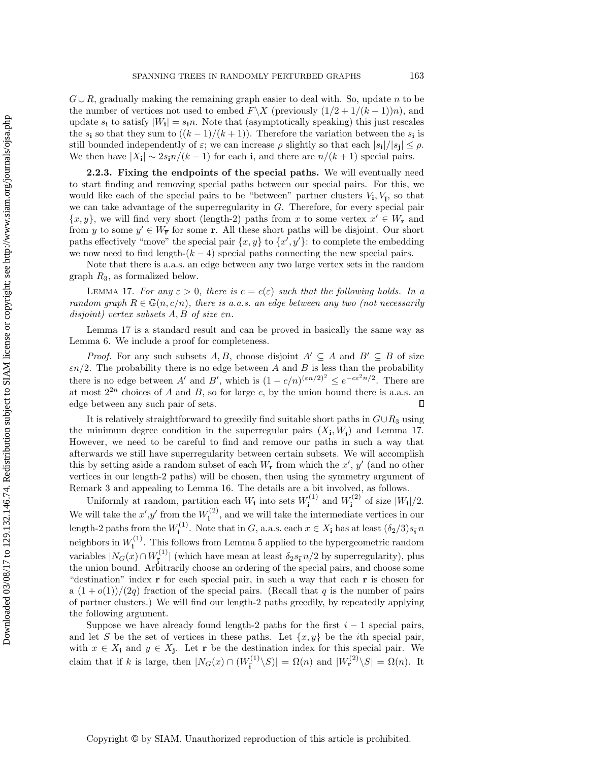$G \cup R$, gradually making the remaining graph easier to deal with. So, update $n$ to be the number of vertices not used to embed $F \backslash X$ (previously $(1/2 + 1/(k-1))n$), and update $s_{\mathbf{i}}$ to satisfy $|W_{\mathbf{i}}| = s_{\mathbf{i}} n$. Note that (asymptotically speaking) this just rescales the $s_{\mathbf{i}}$ so that they sum to $((k-1)/(k+1))$. Therefore the variation between the $s_{\mathbf{i}}$ is still bounded independently of $\varepsilon$; we can increase $\rho$ slightly so that each $|s_{\mathbf{i}}|/|s_{\mathbf{j}}| \leq \rho$. We then have $|X_{\mathbf{i}}| \sim 2 s_{\mathbf{i}} n/(k-1)$ for each $\mathbf{i}$, and there are $n/(k+1)$ special pairs.

### 2.2.3. Fixing the endpoints of the special paths.

We will eventually need to start finding and removing special paths between our special pairs. For this, we would like each of the special pairs to be "between" partner clusters $V_{\mathbf{i}}, V_{\bar{\mathbf{i}}}$, so that we can take advantage of the superregularity in $G$. Therefore, for every special pair $\{x, y\}$, we will find very short (length-2) paths from $x$ to some vertex $x' \in W_{\mathbf{r}}$ and from $y$ to some $y' \in W_{\bar{\mathbf{r}}}$ for some $\mathbf{r}$. All these short paths will be disjoint. Our short paths effectively "move" the special pair $\{x, y\}$ to $\{x', y'\}$: to complete the embedding we now need to find length-$(k-4)$ special paths connecting the new special pairs.

Note that there is a.a.s. an edge between any two large vertex sets in the random graph $R_3$, as formalized below.

LEMMA 17. *For any $\varepsilon > 0$, there is $c = c(\varepsilon)$ such that the following holds. In a random graph $R \in \mathbb{G}(n, c/n)$, there is a.a.s. an edge between any two (not necessarily disjoint) vertex subsets $A, B$ of size $\varepsilon n$.*

Lemma 17 is a standard result and can be proved in basically the same way as Lemma 6. We include a proof for completeness.

*Proof.* For any such subsets $A, B$, choose disjoint $A' \subseteq A$ and $B' \subseteq B$ of size $\varepsilon n/2$. The probability there is no edge between $A$ and $B$ is less than the probability there is no edge between $A'$ and $B'$, which is $(1 - c/n)^{(\varepsilon n/2)^2} \leq e^{-c\varepsilon^2 n/2}$. There are at most $2^{2n}$ choices of $A$ and $B$, so for large $c$, by the union bound there is a.a.s. an edge between any such pair of sets. ∎

It is relatively straightforward to greedily find suitable short paths in $G \cup R_3$ using the minimum degree condition in the superregular pairs $(X_{\mathbf{i}}, W_{\bar{\mathbf{i}}})$ and Lemma 17. However, we need to be careful to find and remove our paths in such a way that afterwards we still have superregularity between certain subsets. We will accomplish this by setting aside a random subset of each $W_{\mathbf{r}}$ from which the $x'$, $y'$ (and no other vertices in our length-2 paths) will be chosen, then using the symmetry argument of Remark 3 and appealing to Lemma 16. The details are a bit involved, as follows.

Uniformly at random, partition each $W_{\mathbf{i}}$ into sets $W_{\mathbf{i}}^{(1)}$ and $W_{\mathbf{i}}^{(2)}$ of size $|W_{\mathbf{i}}|/2$. We will take the $x'$,$y'$ from the $W_{\mathbf{i}}^{(2)}$, and we will take the intermediate vertices in our length-2 paths from the $W_{\mathbf{i}}^{(1)}$. Note that in $G$, a.a.s. each $x \in X_{\mathbf{i}}$ has at least $(\delta_2/3) s_{\bar{\mathbf{i}}} n$ neighbors in $W_{\mathbf{i}}^{(1)}$. This follows from Lemma 5 applied to the hypergeometric random variables $|N_G(x) \cap W_{\bar{\mathbf{i}}}^{(1)}|$ (which have mean at least $\delta_2 s_{\bar{\mathbf{i}}} n/2$ by superregularity), plus the union bound. Arbitrarily choose an ordering of the special pairs, and choose some "destination" index $\mathbf{r}$ for each special pair, in such a way that each $\mathbf{r}$ is chosen for a $(1 + o(1))/(2q)$ fraction of the special pairs. (Recall that $q$ is the number of pairs of partner clusters.) We will find our length-2 paths greedily, by repeatedly applying the following argument.

Suppose we have already found length-2 paths for the first $i-1$ special pairs, and let $S$ be the set of vertices in these paths. Let $\{x, y\}$ be the $i$th special pair, with $x \in X_{\mathbf{i}}$ and $y \in X_{\mathbf{j}}$. Let $\mathbf{r}$ be the destination index for this special pair. We claim that if $k$ is large, then $|N_G(x) \cap (W_{\bar{\mathbf{i}}}^{(1)} \backslash S)| = \Omega(n)$ and $|W_{\mathbf{r}}^{(2)} \backslash S| = \Omega(n)$. It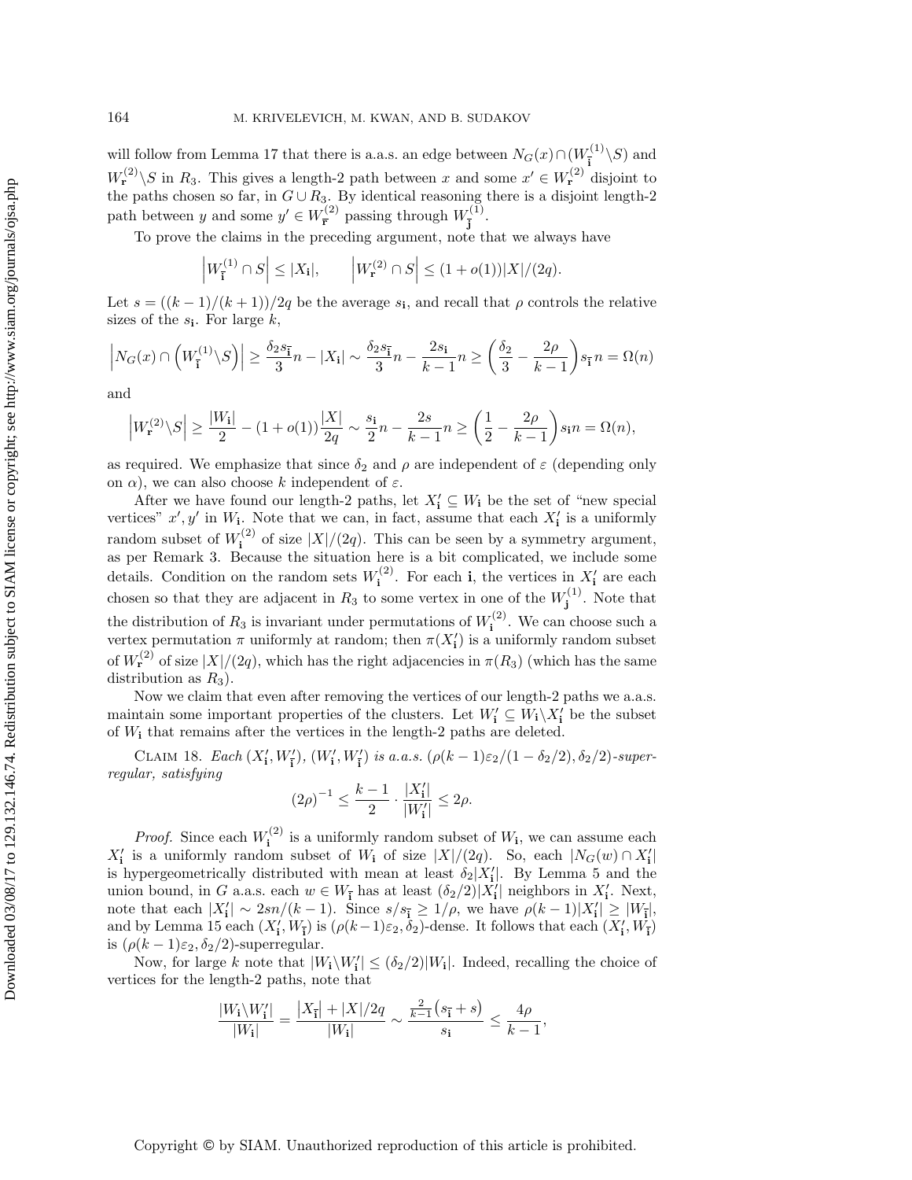will follow from Lemma 17 that there is a.a.s. an edge between $N_G(x)\cap(W_{\bar{\mathbf{i}}}^{(1)}\backslash S)$ and $W_{\mathbf{r}}^{(2)}\backslash S$ in $R_3$. This gives a length-2 path between $x$ and some $x'\in W_{\mathbf{r}}^{(2)}$ disjoint to the paths chosen so far, in $G\cup R_3$. By identical reasoning there is a disjoint length-2 path between $y$ and some $y'\in W_{\bar{\mathbf{r}}}^{(2)}$ passing through $W_{\bar{\mathbf{j}}}^{(1)}$.

To prove the claims in the preceding argument, note that we always have

$$\left|W_{\bar{\mathbf{i}}}^{(1)}\cap S\right|\le |X_{\mathbf{i}}|,\qquad \left|W_{\mathbf{r}}^{(2)}\cap S\right|\le (1+o(1))|X|/(2q).$$

Let $s=((k-1)/(k+1))/2q$ be the average $s_{\mathbf{i}}$, and recall that $\rho$ controls the relative sizes of the $s_{\mathbf{i}}$. For large $k$,

$$\left|N_G(x)\cap\left(W_{\bar{\mathbf{i}}}^{(1)}\backslash S\right)\right|\ge \frac{\delta_2 s_{\bar{\mathbf{i}}}}{3}n-|X_{\mathbf{i}}|\sim\frac{\delta_2 s_{\bar{\mathbf{i}}}}{3}n-\frac{2s_{\mathbf{i}}}{k-1}n\ge\left(\frac{\delta_2}{3}-\frac{2\rho}{k-1}\right)s_{\bar{\mathbf{i}}}n=\Omega(n)$$

and

$$\left|W_{\mathbf{r}}^{(2)}\backslash S\right|\ge\frac{|W_{\mathbf{i}}|}{2}-(1+o(1))\frac{|X|}{2q}\sim\frac{s_{\mathbf{i}}}{2}n-\frac{2s}{k-1}n\ge\left(\frac{1}{2}-\frac{2\rho}{k-1}\right)s_{\mathbf{i}}n=\Omega(n),$$

as required. We emphasize that since $\delta_2$ and $\rho$ are independent of $\varepsilon$ (depending only on $\alpha$), we can also choose $k$ independent of $\varepsilon$.

After we have found our length-2 paths, let $X_{\mathbf{i}}'\subseteq W_{\mathbf{i}}$ be the set of "new special vertices" $x',y'$ in $W_{\mathbf{i}}$. Note that we can, in fact, assume that each $X_{\mathbf{i}}'$ is a uniformly random subset of $W_{\mathbf{i}}^{(2)}$ of size $|X|/(2q)$. This can be seen by a symmetry argument, as per Remark 3. Because the situation here is a bit complicated, we include some details. Condition on the random sets $W_{\mathbf{i}}^{(2)}$. For each $\mathbf{i}$, the vertices in $X_{\mathbf{i}}'$ are each chosen so that they are adjacent in $R_3$ to some vertex in one of the $W_{\mathbf{j}}^{(1)}$. Note that the distribution of $R_3$ is invariant under permutations of $W_{\mathbf{i}}^{(2)}$. We can choose such a vertex permutation $\pi$ uniformly at random; then $\pi(X_{\mathbf{i}}')$ is a uniformly random subset of $W_{\mathbf{r}}^{(2)}$ of size $|X|/(2q)$, which has the right adjacencies in $\pi(R_3)$ (which has the same distribution as $R_3$).

Now we claim that even after removing the vertices of our length-2 paths we a.a.s. maintain some important properties of the clusters. Let $W_{\mathbf{i}}'\subseteq W_{\mathbf{i}}\backslash X_{\mathbf{i}}'$ be the subset of $W_{\mathbf{i}}$ that remains after the vertices in the length-2 paths are deleted.

Claim 18. *Each $(X_{\mathbf{i}}',W_{\bar{\mathbf{i}}}')$, $(W_{\mathbf{i}}',W_{\bar{\mathbf{i}}}')$ is a.a.s. $(\rho(k-1)\varepsilon_2/(1-\delta_2/2),\delta_2/2)$-superregular, satisfying*

$$(2\rho)^{-1}\le\frac{k-1}{2}\cdot\frac{|X_{\mathbf{i}}'|}{|W_{\mathbf{i}}'|}\le 2\rho.$$

*Proof.* Since each $W_{\mathbf{i}}^{(2)}$ is a uniformly random subset of $W_{\mathbf{i}}$, we can assume each $X_{\mathbf{i}}'$ is a uniformly random subset of $W_{\mathbf{i}}$ of size $|X|/(2q)$. So, each $|N_G(w)\cap X_{\mathbf{i}}'|$ is hypergeometrically distributed with mean at least $\delta_2|X_{\mathbf{i}}'|$. By Lemma 5 and the union bound, in $G$ a.a.s. each $w\in W_{\bar{\mathbf{i}}}$ has at least $(\delta_2/2)|X_{\mathbf{i}}'|$ neighbors in $X_{\mathbf{i}}'$. Next, note that each $|X_{\mathbf{i}}'|\sim 2sn/(k-1)$. Since $s/s_{\bar{\mathbf{i}}}\ge 1/\rho$, we have $\rho(k-1)|X_{\mathbf{i}}'|\ge|W_{\bar{\mathbf{i}}}|$, and by Lemma 15 each $(X_{\mathbf{i}}',W_{\bar{\mathbf{i}}})$ is $(\rho(k-1)\varepsilon_2,\delta_2)$-dense. It follows that each $(X_{\mathbf{i}}',W_{\bar{\mathbf{i}}})$ is $(\rho(k-1)\varepsilon_2,\delta_2/2)$-superregular.

Now, for large $k$ note that $|W_{\mathbf{i}}\backslash W_{\mathbf{i}}'|\le(\delta_2/2)|W_{\mathbf{i}}|$. Indeed, recalling the choice of vertices for the length-2 paths, note that

$$\frac{|W_{\mathbf{i}}\backslash W_{\mathbf{i}}'|}{|W_{\mathbf{i}}|}=\frac{\left|X_{\bar{\mathbf{i}}}\right|+|X|/2q}{|W_{\mathbf{i}}|}\sim\frac{\frac{2}{k-1}\left(s_{\bar{\mathbf{i}}}+s\right)}{s_{\mathbf{i}}}\le\frac{4\rho}{k-1},$$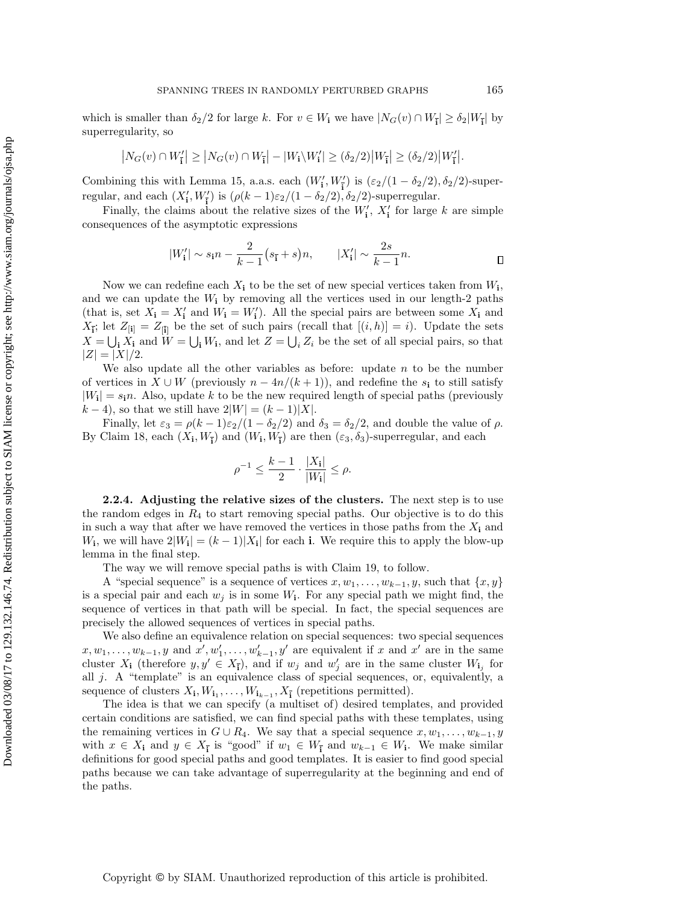which is smaller than $\delta_2/2$ for large $k$. For $v \in W_{\mathbf{i}}$ we have $|N_G(v) \cap W_{\bar{\mathbf{i}}}| \geq \delta_2 |W_{\bar{\mathbf{i}}}|$ by superregularity, so

$$\big|N_G(v) \cap W'_{\bar{\mathbf{i}}}\big| \geq \big|N_G(v) \cap W_{\bar{\mathbf{i}}}\big| - |W_{\mathbf{i}} \backslash W'_{\mathbf{i}}| \geq (\delta_2/2)\big|W_{\bar{\mathbf{i}}}\big| \geq (\delta_2/2)\big|W'_{\bar{\mathbf{i}}}\big|.$$

Combining this with Lemma 15, a.a.s. each $(W'_{\mathbf{i}}, W'_{\bar{\mathbf{i}}})$ is $(\varepsilon_2/(1-\delta_2/2), \delta_2/2)$-superregular, and each $(X'_{\mathbf{i}}, W'_{\bar{\mathbf{i}}})$ is $(\rho(k-1)\varepsilon_2/(1-\delta_2/2), \delta_2/2)$-superregular.

Finally, the claims about the relative sizes of the $W'_{\mathbf{i}}$, $X'_{\mathbf{i}}$ for large $k$ are simple consequences of the asymptotic expressions

$$|W'_{\mathbf{i}}| \sim s_{\mathbf{i}} n - \frac{2}{k-1}\big(s_{\bar{\mathbf{i}}} + s\big)n, \qquad |X'_{\mathbf{i}}| \sim \frac{2s}{k-1} n. \qquad \square$$

Now we can redefine each $X_{\mathbf{i}}$ to be the set of new special vertices taken from $W_{\mathbf{i}}$, and we can update the $W_{\mathbf{i}}$ by removing all the vertices used in our length-2 paths (that is, set $X_{\mathbf{i}} = X'_{\mathbf{i}}$ and $W_{\mathbf{i}} = W'_{\mathbf{i}}$). All the special pairs are between some $X_{\mathbf{i}}$ and $X_{\bar{\mathbf{i}}}$; let $Z_{[\mathbf{i}]} = Z_{[\bar{\mathbf{i}}]}$ be the set of such pairs (recall that $[(i,h)] = i$). Update the sets $X = \bigcup_{\mathbf{i}} X_{\mathbf{i}}$ and $W = \bigcup_{\mathbf{i}} W_{\mathbf{i}}$, and let $Z = \bigcup_i Z_i$ be the set of all special pairs, so that $|Z| = |X|/2$.

We also update all the other variables as before: update $n$ to be the number of vertices in $X \cup W$ (previously $n - 4n/(k+1)$), and redefine the $s_{\mathbf{i}}$ to still satisfy $|W_{\mathbf{i}}| = s_{\mathbf{i}} n$. Also, update $k$ to be the new required length of special paths (previously $k-4$), so that we still have $2|W| = (k-1)|X|$.

Finally, let $\varepsilon_3 = \rho(k-1)\varepsilon_2/(1-\delta_2/2)$ and $\delta_3 = \delta_2/2$, and double the value of $\rho$. By Claim 18, each $(X_{\mathbf{i}}, W_{\bar{\mathbf{i}}})$ and $(W_{\mathbf{i}}, W_{\bar{\mathbf{i}}})$ are then $(\varepsilon_3, \delta_3)$-superregular, and each

$$\rho^{-1} \leq \frac{k-1}{2} \cdot \frac{|X_{\mathbf{i}}|}{|W_{\mathbf{i}}|} \leq \rho.$$

**2.2.4. Adjusting the relative sizes of the clusters.** The next step is to use the random edges in $R_4$ to start removing special paths. Our objective is to do this in such a way that after we have removed the vertices in those paths from the $X_{\mathbf{i}}$ and $W_{\mathbf{i}}$, we will have $2|W_{\mathbf{i}}| = (k-1)|X_{\mathbf{i}}|$ for each $\mathbf{i}$. We require this to apply the blow-up lemma in the final step.

The way we will remove special paths is with Claim 19, to follow.

A "special sequence" is a sequence of vertices $x, w_1, \dots, w_{k-1}, y$, such that $\{x, y\}$ is a special pair and each $w_j$ is in some $W_{\mathbf{i}}$. For any special path we might find, the sequence of vertices in that path will be special. In fact, the special sequences are precisely the allowed sequences of vertices in special paths.

We also define an equivalence relation on special sequences: two special sequences $x, w_1, \dots, w_{k-1}, y$ and $x', w'_1, \dots, w'_{k-1}, y'$ are equivalent if $x$ and $x'$ are in the same cluster $X_{\mathbf{i}}$ (therefore $y, y' \in X_{\bar{\mathbf{i}}}$), and if $w_j$ and $w'_j$ are in the same cluster $W_{\mathbf{i}_j}$ for all $j$. A "template" is an equivalence class of special sequences, or, equivalently, a sequence of clusters $X_{\mathbf{i}}, W_{\mathbf{i}_1}, \dots, W_{\mathbf{i}_{k-1}}, X_{\bar{\mathbf{i}}}$ (repetitions permitted).

The idea is that we can specify (a multiset of) desired templates, and provided certain conditions are satisfied, we can find special paths with these templates, using the remaining vertices in $G \cup R_4$. We say that a special sequence $x, w_1, \dots, w_{k-1}, y$ with $x \in X_{\mathbf{i}}$ and $y \in X_{\bar{\mathbf{i}}}$ is "good" if $w_1 \in W_{\bar{\mathbf{i}}}$ and $w_{k-1} \in W_{\mathbf{i}}$. We make similar definitions for good special paths and good templates. It is easier to find good special paths because we can take advantage of superregularity at the beginning and end of the paths.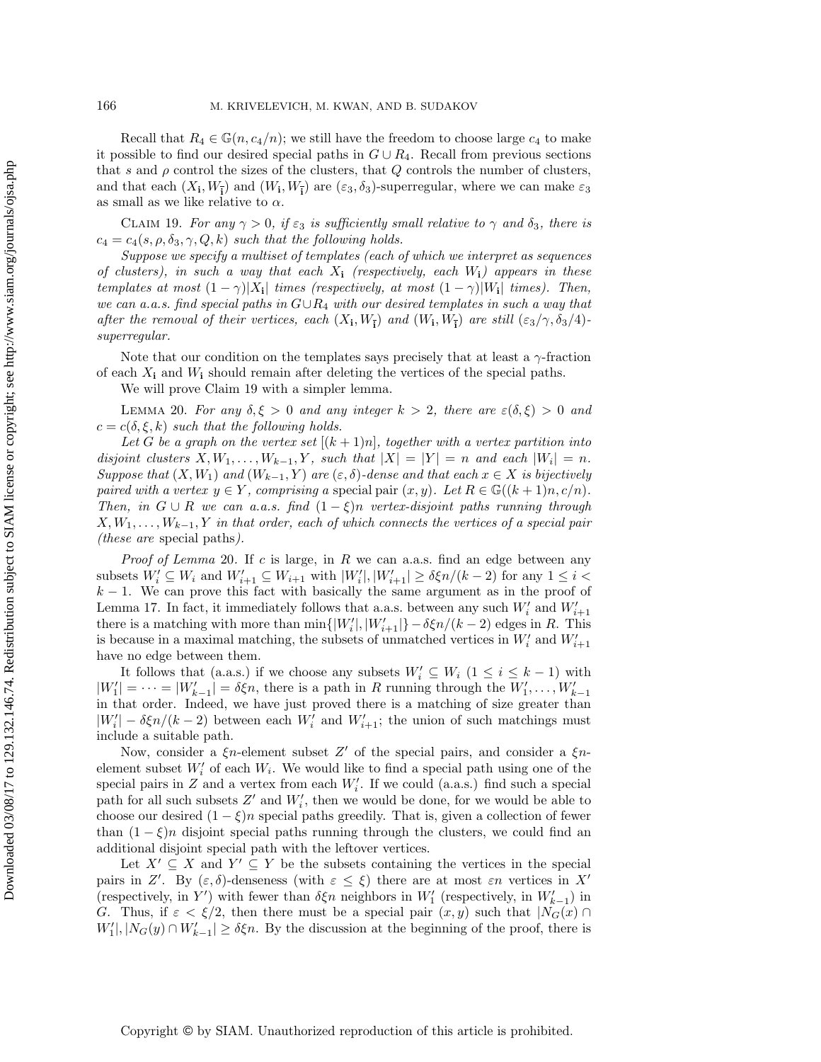Recall that $R_4 \in \mathbb{G}(n, c_4/n)$; we still have the freedom to choose large $c_4$ to make it possible to find our desired special paths in $G \cup R_4$. Recall from previous sections that $s$ and $\rho$ control the sizes of the clusters, that $Q$ controls the number of clusters, and that each $(X_{\mathbf{i}}, W_{\bar{\mathbf{i}}})$ and $(W_{\mathbf{i}}, W_{\bar{\mathbf{i}}})$ are $(\varepsilon_3, \delta_3)$-superregular, where we can make $\varepsilon_3$ as small as we like relative to $\alpha$.

Claim 19. *For any $\gamma > 0$, if $\varepsilon_3$ is sufficiently small relative to $\gamma$ and $\delta_3$, there is $c_4 = c_4(s, \rho, \delta_3, \gamma, Q, k)$ such that the following holds.*

*Suppose we specify a multiset of templates (each of which we interpret as sequences of clusters), in such a way that each $X_{\mathbf{i}}$ (respectively, each $W_{\mathbf{i}}$) appears in these templates at most $(1-\gamma)|X_{\mathbf{i}}|$ times (respectively, at most $(1-\gamma)|W_{\mathbf{i}}|$ times). Then, we can a.a.s. find special paths in $G \cup R_4$ with our desired templates in such a way that after the removal of their vertices, each $(X_{\mathbf{i}}, W_{\bar{\mathbf{i}}})$ and $(W_{\mathbf{i}}, W_{\bar{\mathbf{i}}})$ are still $(\varepsilon_3/\gamma, \delta_3/4)$-superregular.*

Note that our condition on the templates says precisely that at least a $\gamma$-fraction of each $X_{\mathbf{i}}$ and $W_{\mathbf{i}}$ should remain after deleting the vertices of the special paths.

We will prove Claim 19 with a simpler lemma.

Lemma 20. *For any $\delta, \xi > 0$ and any integer $k > 2$, there are $\varepsilon(\delta, \xi) > 0$ and $c = c(\delta, \xi, k)$ such that the following holds.*

*Let $G$ be a graph on the vertex set $[(k+1)n]$, together with a vertex partition into disjoint clusters $X, W_1, \dots, W_{k-1}, Y$, such that $|X| = |Y| = n$ and each $|W_i| = n$. Suppose that $(X, W_1)$ and $(W_{k-1}, Y)$ are $(\varepsilon, \delta)$-dense and that each $x \in X$ is bijectively paired with a vertex $y \in Y$, comprising* a special pair *$(x, y)$. Let $R \in \mathbb{G}((k+1)n, c/n)$. Then, in $G \cup R$ we can a.a.s. find $(1-\xi)n$ vertex-disjoint paths running through $X, W_1, \dots, W_{k-1}, Y$ in that order, each of which connects the vertices of a special pair (these are* special paths*).*

*Proof of Lemma* 20. If $c$ is large, in $R$ we can a.a.s. find an edge between any subsets $W_i' \subseteq W_i$ and $W_{i+1}' \subseteq W_{i+1}$ with $|W_i'|, |W_{i+1}'| \geq \delta\xi n/(k-2)$ for any $1 \leq i < k-1$. We can prove this fact with basically the same argument as in the proof of Lemma 17. In fact, it immediately follows that a.a.s. between any such $W_i'$ and $W_{i+1}'$ there is a matching with more than $\min\{|W_i'|, |W_{i+1}'|\} - \delta\xi n/(k-2)$ edges in $R$. This is because in a maximal matching, the subsets of unmatched vertices in $W_i'$ and $W_{i+1}'$ have no edge between them.

It follows that (a.a.s.) if we choose any subsets $W_i' \subseteq W_i$ $(1 \leq i \leq k-1)$ with $|W_1'| = \cdots = |W_{k-1}'| = \delta\xi n$, there is a path in $R$ running through the $W_1', \dots, W_{k-1}'$ in that order. Indeed, we have just proved there is a matching of size greater than $|W_i'| - \delta\xi n/(k-2)$ between each $W_i'$ and $W_{i+1}'$; the union of such matchings must include a suitable path.

Now, consider a $\xi n$-element subset $Z'$ of the special pairs, and consider a $\xi n$-element subset $W_i'$ of each $W_i$. We would like to find a special path using one of the special pairs in $Z$ and a vertex from each $W_i'$. If we could (a.a.s.) find such a special path for all such subsets $Z'$ and $W_i'$, then we would be done, for we would be able to choose our desired $(1-\xi)n$ special paths greedily. That is, given a collection of fewer than $(1-\xi)n$ disjoint special paths running through the clusters, we could find an additional disjoint special path with the leftover vertices.

Let $X' \subseteq X$ and $Y' \subseteq Y$ be the subsets containing the vertices in the special pairs in $Z'$. By $(\varepsilon, \delta)$-denseness (with $\varepsilon \leq \xi$) there are at most $\varepsilon n$ vertices in $X'$ (respectively, in $Y'$) with fewer than $\delta\xi n$ neighbors in $W_1'$ (respectively, in $W_{k-1}'$) in $G$. Thus, if $\varepsilon < \xi/2$, then there must be a special pair $(x, y)$ such that $|N_G(x) \cap W_1'|, |N_G(y) \cap W_{k-1}'| \geq \delta\xi n$. By the discussion at the beginning of the proof, there is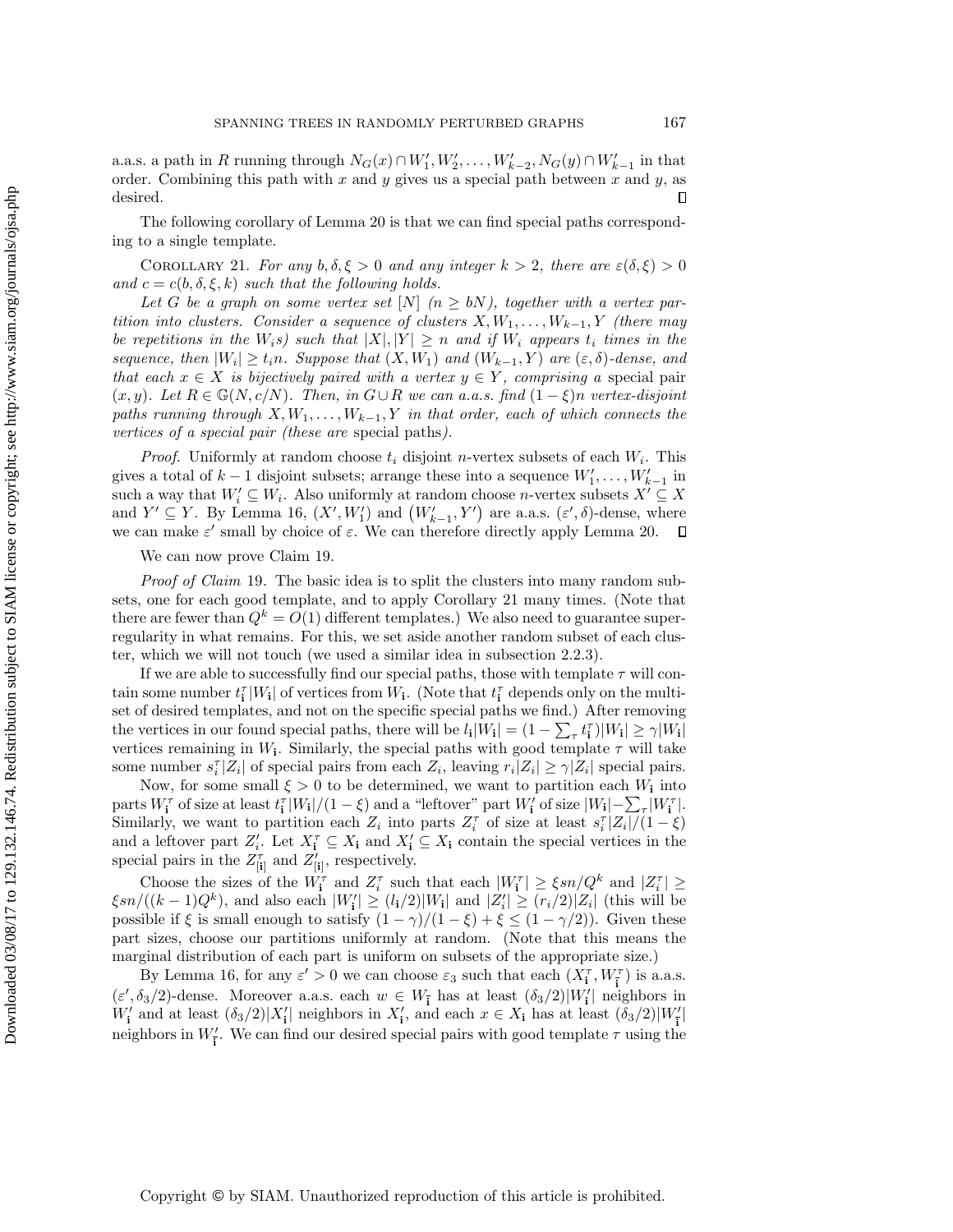a.a.s. a path in $R$ running through $N_G(x) \cap W'_1, W'_2, \ldots, W'_{k-2}, N_G(y) \cap W'_{k-1}$ in that order. Combining this path with $x$ and $y$ gives us a special path between $x$ and $y$, as desired. ∎

The following corollary of Lemma 20 is that we can find special paths corresponding to a single template.

COROLLARY 21. *For any $b, \delta, \xi > 0$ and any integer $k > 2$, there are $\varepsilon(\delta, \xi) > 0$ and $c = c(b, \delta, \xi, k)$ such that the following holds.*

*Let $G$ be a graph on some vertex set $[N]$ ($n \geq bN$), together with a vertex partition into clusters. Consider a sequence of clusters $X, W_1, \ldots, W_{k-1}, Y$ (there may be repetitions in the $W_i$s) such that $|X|, |Y| \geq n$ and if $W_i$ appears $t_i$ times in the sequence, then $|W_i| \geq t_i n$. Suppose that $(X, W_1)$ and $(W_{k-1}, Y)$ are $(\varepsilon, \delta)$-dense, and that each $x \in X$ is bijectively paired with a vertex $y \in Y$, comprising a* special pair *$(x, y)$. Let $R \in \mathbb{G}(N, c/N)$. Then, in $G \cup R$ we can a.a.s. find $(1-\xi)n$ vertex-disjoint paths running through $X, W_1, \ldots, W_{k-1}, Y$ in that order, each of which connects the vertices of a special pair (these are* special paths*).*

*Proof.* Uniformly at random choose $t_i$ disjoint $n$-vertex subsets of each $W_i$. This gives a total of $k-1$ disjoint subsets; arrange these into a sequence $W'_1, \ldots, W'_{k-1}$ in such a way that $W'_i \subseteq W_i$. Also uniformly at random choose $n$-vertex subsets $X' \subseteq X$ and $Y' \subseteq Y$. By Lemma 16, $(X', W'_1)$ and $(W'_{k-1}, Y')$ are a.a.s. $(\varepsilon', \delta)$-dense, where we can make $\varepsilon'$ small by choice of $\varepsilon$. We can therefore directly apply Lemma 20. ∎

We can now prove Claim 19.

*Proof of Claim* 19. The basic idea is to split the clusters into many random subsets, one for each good template, and to apply Corollary 21 many times. (Note that there are fewer than $Q^k = O(1)$ different templates.) We also need to guarantee superregularity in what remains. For this, we set aside another random subset of each cluster, which we will not touch (we used a similar idea in subsection 2.2.3).

If we are able to successfully find our special paths, those with template $\tau$ will contain some number $t^\tau_{\mathbf{i}} |W_{\mathbf{i}}|$ of vertices from $W_{\mathbf{i}}$. (Note that $t^\tau_{\mathbf{i}}$ depends only on the multiset of desired templates, and not on the specific special paths we find.) After removing the vertices in our found special paths, there will be $l_{\mathbf{i}} |W_{\mathbf{i}}| = (1 - \sum_\tau t^\tau_{\mathbf{i}}) |W_{\mathbf{i}}| \geq \gamma |W_{\mathbf{i}}|$ vertices remaining in $W_{\mathbf{i}}$. Similarly, the special paths with good template $\tau$ will take some number $s^\tau_i |Z_i|$ of special pairs from each $Z_i$, leaving $r_i |Z_i| \geq \gamma |Z_i|$ special pairs.

Now, for some small $\xi > 0$ to be determined, we want to partition each $W_{\mathbf{i}}$ into parts $W^\tau_{\mathbf{i}}$ of size at least $t^\tau_{\mathbf{i}} |W_{\mathbf{i}}|/(1-\xi)$ and a "leftover" part $W'_{\mathbf{i}}$ of size $|W_{\mathbf{i}}| - \sum_\tau |W^\tau_{\mathbf{i}}|$. Similarly, we want to partition each $Z_i$ into parts $Z^\tau_i$ of size at least $s^\tau_i |Z_i|/(1-\xi)$ and a leftover part $Z'_i$. Let $X^\tau_{\mathbf{i}} \subseteq X_{\mathbf{i}}$ and $X'_{\mathbf{i}} \subseteq X_{\mathbf{i}}$ contain the special vertices in the special pairs in the $Z^\tau_{[\mathbf{i}]}$ and $Z'_{[\mathbf{i}]}$, respectively.

Choose the sizes of the $W^\tau_{\mathbf{i}}$ and $Z^\tau_i$ such that each $|W^\tau_{\mathbf{i}}| \geq \xi sn/Q^k$ and $|Z^\tau_i| \geq \xi sn/((k-1)Q^k)$, and also each $|W'_{\mathbf{i}}| \geq (l_{\mathbf{i}}/2)|W_{\mathbf{i}}|$ and $|Z'_i| \geq (r_i/2)|Z_i|$ (this will be possible if $\xi$ is small enough to satisfy $(1-\gamma)/(1-\xi) + \xi \leq (1 - \gamma/2)$). Given these part sizes, choose our partitions uniformly at random. (Note that this means the marginal distribution of each part is uniform on subsets of the appropriate size.)

By Lemma 16, for any $\varepsilon' > 0$ we can choose $\varepsilon_3$ such that each $(X^\tau_{\mathbf{i}}, W^\tau_{\bar{\mathbf{i}}})$ is a.a.s. $(\varepsilon', \delta_3/2)$-dense. Moreover a.a.s. each $w \in W_{\bar{\mathbf{i}}}$ has at least $(\delta_3/2)|W'_{\mathbf{i}}|$ neighbors in $W'_{\mathbf{i}}$ and at least $(\delta_3/2)|X'_{\mathbf{i}}|$ neighbors in $X'_{\mathbf{i}}$, and each $x \in X_{\mathbf{i}}$ has at least $(\delta_3/2)|W'_{\bar{\mathbf{i}}}|$ neighbors in $W'_{\bar{\mathbf{i}}}$. We can find our desired special pairs with good template $\tau$ using the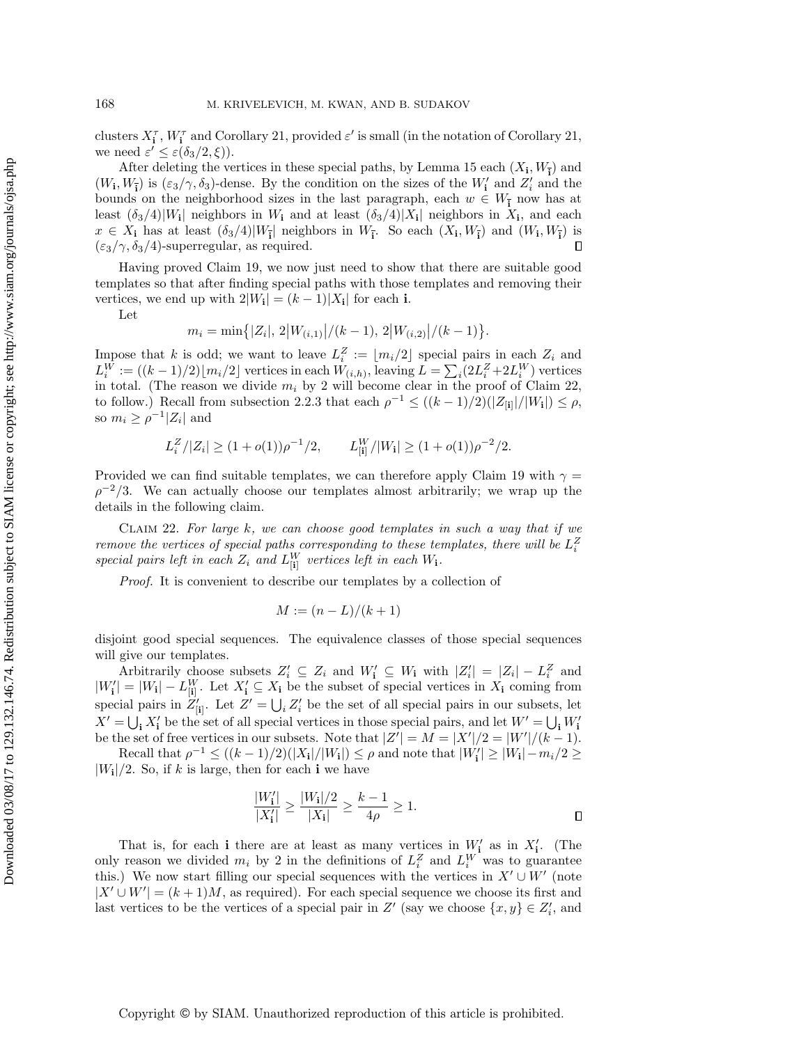clusters $X^\tau_{\mathbf{i}}, W^\tau_{\mathbf{i}}$ and Corollary 21, provided $\varepsilon'$ is small (in the notation of Corollary 21, we need $\varepsilon' \le \varepsilon(\delta_3/2, \xi)$).

After deleting the vertices in these special paths, by Lemma 15 each $(X_{\mathbf{i}}, W_{\bar{\mathbf{i}}})$ and $(W_{\mathbf{i}}, W_{\bar{\mathbf{i}}})$ is $(\varepsilon_3/\gamma, \delta_3)$-dense. By the condition on the sizes of the $W'_{\mathbf{i}}$ and $Z'_i$ and the bounds on the neighborhood sizes in the last paragraph, each $w \in W_{\bar{\mathbf{i}}}$ now has at least $(\delta_3/4)|W_{\mathbf{i}}|$ neighbors in $W_{\mathbf{i}}$ and at least $(\delta_3/4)|X_{\mathbf{i}}|$ neighbors in $X_{\mathbf{i}}$, and each $x \in X_{\mathbf{i}}$ has at least $(\delta_3/4)|W_{\bar{\mathbf{i}}}|$ neighbors in $W_{\bar{\mathbf{i}}}$. So each $(X_{\mathbf{i}}, W_{\bar{\mathbf{i}}})$ and $(W_{\mathbf{i}}, W_{\bar{\mathbf{i}}})$ is $(\varepsilon_3/\gamma, \delta_3/4)$-superregular, as required. □

Having proved Claim 19, we now just need to show that there are suitable good templates so that after finding special paths with those templates and removing their vertices, we end up with $2|W_{\mathbf{i}}| = (k-1)|X_{\mathbf{i}}|$ for each $\mathbf{i}$.

Let

$$m_i = \min\bigl\{|Z_i|,\, 2\bigl|W_{(i,1)}\bigr|/(k-1),\, 2\bigl|W_{(i,2)}\bigr|/(k-1)\bigr\}.$$

Impose that $k$ is odd; we want to leave $L^Z_i := \lfloor m_i/2\rfloor$ special pairs in each $Z_i$ and $L^W_i := ((k-1)/2)\lfloor m_i/2\rfloor$ vertices in each $W_{(i,h)}$, leaving $L = \sum_i (2L^Z_i + 2L^W_i)$ vertices in total. (The reason we divide $m_i$ by 2 will become clear in the proof of Claim 22, to follow.) Recall from subsection 2.2.3 that each $\rho^{-1} \le ((k-1)/2)(|Z_{[\mathbf{i}]}|/|W_{\mathbf{i}}|) \le \rho$, so $m_i \ge \rho^{-1}|Z_i|$ and

$$L^Z_i/|Z_i| \ge (1+o(1))\rho^{-1}/2, \qquad L^W_{[\mathbf{i}]}/|W_{\mathbf{i}}| \ge (1+o(1))\rho^{-2}/2.$$

Provided we can find suitable templates, we can therefore apply Claim 19 with $\gamma = \rho^{-2}/3$. We can actually choose our templates almost arbitrarily; we wrap up the details in the following claim.

Claim 22. *For large $k$, we can choose good templates in such a way that if we remove the vertices of special paths corresponding to these templates, there will be $L^Z_i$ special pairs left in each $Z_i$ and $L^W_{[\mathbf{i}]}$ vertices left in each $W_{\mathbf{i}}$.*

*Proof.* It is convenient to describe our templates by a collection of

$$M := (n-L)/(k+1)$$

disjoint good special sequences. The equivalence classes of those special sequences will give our templates.

Arbitrarily choose subsets $Z'_i \subseteq Z_i$ and $W'_{\mathbf{i}} \subseteq W_{\mathbf{i}}$ with $|Z'_i| = |Z_i| - L^Z_i$ and $|W'_{\mathbf{i}}| = |W_{\mathbf{i}}| - L^W_{[\mathbf{i}]}$. Let $X'_{\mathbf{i}} \subseteq X_{\mathbf{i}}$ be the subset of special vertices in $X_{\mathbf{i}}$ coming from special pairs in $Z'_{[\mathbf{i}]}$. Let $Z' = \bigcup_i Z'_i$ be the set of all special pairs in our subsets, let $X' = \bigcup_{\mathbf{i}} X'_{\mathbf{i}}$ be the set of all special vertices in those special pairs, and let $W' = \bigcup_{\mathbf{i}} W'_{\mathbf{i}}$ be the set of free vertices in our subsets. Note that $|Z'| = M = |X'|/2 = |W'|/(k-1)$.

Recall that $\rho^{-1} \le ((k-1)/2)(|X_{\mathbf{i}}|/|W_{\mathbf{i}}|) \le \rho$ and note that $|W'_{\mathbf{i}}| \ge |W_{\mathbf{i}}| - m_i/2 \ge |W_{\mathbf{i}}|/2$. So, if $k$ is large, then for each $\mathbf{i}$ we have

$$\frac{|W'_{\mathbf{i}}|}{|X'_{\mathbf{i}}|} \ge \frac{|W_{\mathbf{i}}|/2}{|X_{\mathbf{i}}|} \ge \frac{k-1}{4\rho} \ge 1. \qquad \square$$

That is, for each $\mathbf{i}$ there are at least as many vertices in $W'_{\mathbf{i}}$ as in $X'_{\mathbf{i}}$. (The only reason we divided $m_i$ by 2 in the definitions of $L^Z_i$ and $L^W_i$ was to guarantee this.) We now start filling our special sequences with the vertices in $X' \cup W'$ (note $|X' \cup W'| = (k+1)M$, as required). For each special sequence we choose its first and last vertices to be the vertices of a special pair in $Z'$ (say we choose $\{x, y\} \in Z'_i$, and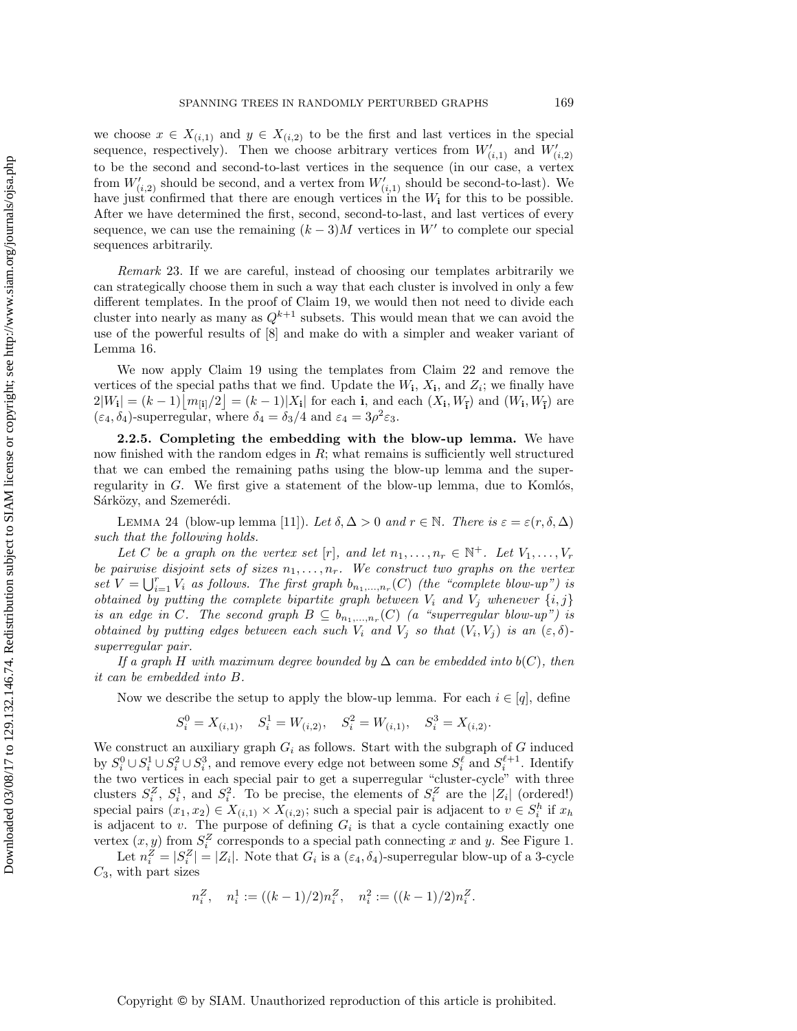we choose $x \in X_{(i,1)}$ and $y \in X_{(i,2)}$ to be the first and last vertices in the special sequence, respectively). Then we choose arbitrary vertices from $W'_{(i,1)}$ and $W'_{(i,2)}$ to be the second and second-to-last vertices in the sequence (in our case, a vertex from $W'_{(i,2)}$ should be second, and a vertex from $W'_{(i,1)}$ should be second-to-last). We have just confirmed that there are enough vertices in the $W_{\mathbf{i}}$ for this to be possible. After we have determined the first, second, second-to-last, and last vertices of every sequence, we can use the remaining $(k-3)M$ vertices in $W'$ to complete our special sequences arbitrarily.

*Remark* 23. If we are careful, instead of choosing our templates arbitrarily we can strategically choose them in such a way that each cluster is involved in only a few different templates. In the proof of Claim 19, we would then not need to divide each cluster into nearly as many as $Q^{k+1}$ subsets. This would mean that we can avoid the use of the powerful results of [8] and make do with a simpler and weaker variant of Lemma 16.

We now apply Claim 19 using the templates from Claim 22 and remove the vertices of the special paths that we find. Update the $W_{\mathbf{i}}$, $X_{\mathbf{i}}$, and $Z_i$; we finally have $2|W_{\mathbf{i}}| = (k-1)\lfloor m_{[\mathbf{i}]}/2 \rfloor = (k-1)|X_{\mathbf{i}}|$ for each $\mathbf{i}$, and each $(X_{\mathbf{i}}, W_{\bar{\mathbf{i}}})$ and $(W_{\mathbf{i}}, W_{\bar{\mathbf{i}}})$ are $(\varepsilon_4, \delta_4)$-superregular, where $\delta_4 = \delta_3/4$ and $\varepsilon_4 = 3\rho^2\varepsilon_3$.

### 2.2.5. Completing the embedding with the blow-up lemma.

We have now finished with the random edges in $R$; what remains is sufficiently well structured that we can embed the remaining paths using the blow-up lemma and the superregularity in $G$. We first give a statement of the blow-up lemma, due to Komlós, Sárközy, and Szemerédi.

LEMMA 24 (blow-up lemma [11]). *Let $\delta, \Delta > 0$ and $r \in \mathbb{N}$. There is $\varepsilon = \varepsilon(r, \delta, \Delta)$ such that the following holds.*

*Let $C$ be a graph on the vertex set $[r]$, and let $n_1, \dots, n_r \in \mathbb{N}^+$. Let $V_1, \dots, V_r$ be pairwise disjoint sets of sizes $n_1, \dots, n_r$. We construct two graphs on the vertex set $V = \bigcup_{i=1}^r V_i$ as follows. The first graph $b_{n_1,\dots,n_r}(C)$ (the "complete blow-up") is obtained by putting the complete bipartite graph between $V_i$ and $V_j$ whenever $\{i, j\}$ is an edge in $C$. The second graph $B \subseteq b_{n_1,\dots,n_r}(C)$ (a "superregular blow-up") is obtained by putting edges between each such $V_i$ and $V_j$ so that $(V_i, V_j)$ is an $(\varepsilon, \delta)$-superregular pair.*

*If a graph $H$ with maximum degree bounded by $\Delta$ can be embedded into $b(C)$, then it can be embedded into $B$.*

Now we describe the setup to apply the blow-up lemma. For each $i \in [q]$, define

$$S_i^0 = X_{(i,1)}, \quad S_i^1 = W_{(i,2)}, \quad S_i^2 = W_{(i,1)}, \quad S_i^3 = X_{(i,2)}.$$

We construct an auxiliary graph $G_i$ as follows. Start with the subgraph of $G$ induced by $S_i^0 \cup S_i^1 \cup S_i^2 \cup S_i^3$, and remove every edge not between some $S_i^\ell$ and $S_i^{\ell+1}$. Identify the two vertices in each special pair to get a superregular "cluster-cycle" with three clusters $S_i^Z$, $S_i^1$, and $S_i^2$. To be precise, the elements of $S_i^Z$ are the $|Z_i|$ (ordered!) special pairs $(x_1, x_2) \in X_{(i,1)} \times X_{(i,2)}$; such a special pair is adjacent to $v \in S_i^h$ if $x_h$ is adjacent to $v$. The purpose of defining $G_i$ is that a cycle containing exactly one vertex $(x, y)$ from $S_i^Z$ corresponds to a special path connecting $x$ and $y$. See Figure 1.

Let $n_i^Z = |S_i^Z| = |Z_i|$. Note that $G_i$ is a $(\varepsilon_4, \delta_4)$-superregular blow-up of a 3-cycle $C_3$, with part sizes

$$n_i^Z, \quad n_i^1 := ((k-1)/2)n_i^Z, \quad n_i^2 := ((k-1)/2)n_i^Z.$$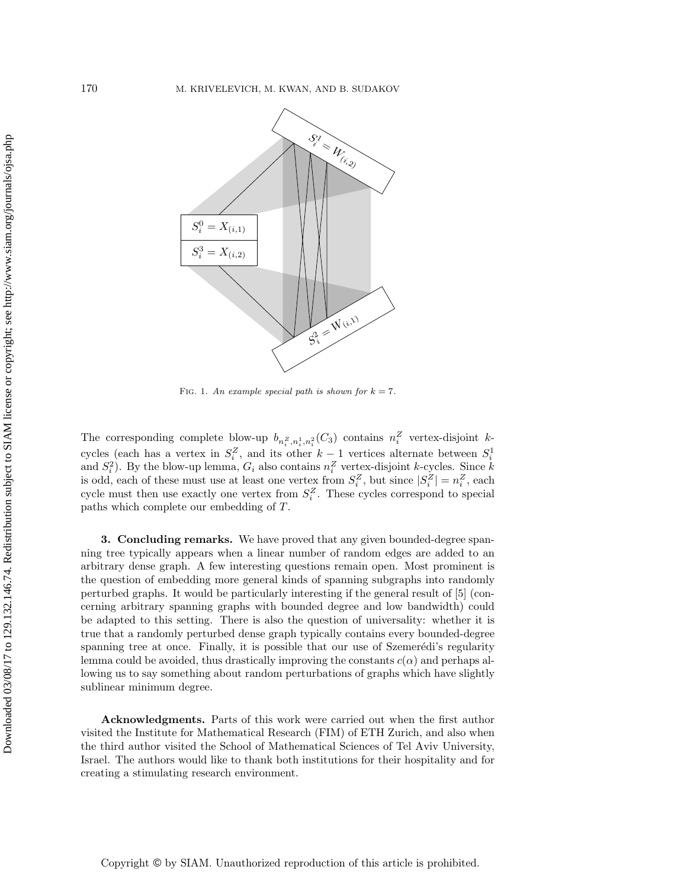FIG. 1. *An example special path is shown for $k = 7$.*

The corresponding complete blow-up $b_{n_i^Z, n_i^1, n_i^2}(C_3)$ contains $n_i^Z$ vertex-disjoint $k$-cycles (each has a vertex in $S_i^Z$, and its other $k-1$ vertices alternate between $S_i^1$ and $S_i^2$). By the blow-up lemma, $G_i$ also contains $n_i^Z$ vertex-disjoint $k$-cycles. Since $k$ is odd, each of these must use at least one vertex from $S_i^Z$, but since $|S_i^Z| = n_i^Z$, each cycle must then use exactly one vertex from $S_i^Z$. These cycles correspond to special paths which complete our embedding of $T$.

## 3. Concluding remarks.

We have proved that any given bounded-degree spanning tree typically appears when a linear number of random edges are added to an arbitrary dense graph. A few interesting questions remain open. Most prominent is the question of embedding more general kinds of spanning subgraphs into randomly perturbed graphs. It would be particularly interesting if the general result of [5] (concerning arbitrary spanning graphs with bounded degree and low bandwidth) could be adapted to this setting. There is also the question of universality: whether it is true that a randomly perturbed dense graph typically contains every bounded-degree spanning tree at once. Finally, it is possible that our use of Szemerédi's regularity lemma could be avoided, thus drastically improving the constants $c(\alpha)$ and perhaps allowing us to say something about random perturbations of graphs which have slightly sublinear minimum degree.

**Acknowledgments.** Parts of this work were carried out when the first author visited the Institute for Mathematical Research (FIM) of ETH Zurich, and also when the third author visited the School of Mathematical Sciences of Tel Aviv University, Israel. The authors would like to thank both institutions for their hospitality and for creating a stimulating research environment.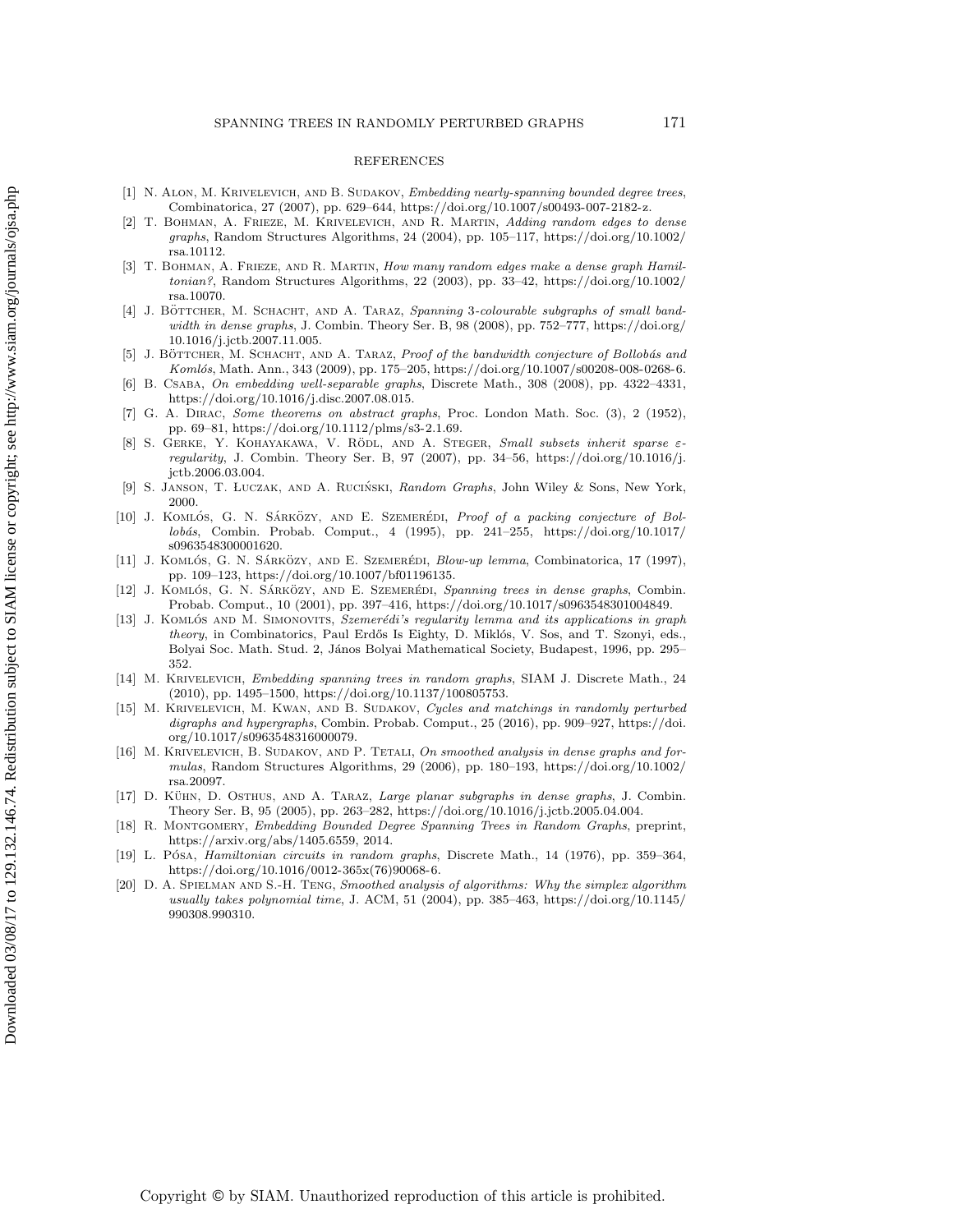## REFERENCES

[1] N. Alon, M. Krivelevich, and B. Sudakov, *Embedding nearly-spanning bounded degree trees*, Combinatorica, 27 (2007), pp. 629–644, https://doi.org/10.1007/s00493-007-2182-z.

[2] T. Bohman, A. Frieze, M. Krivelevich, and R. Martin, *Adding random edges to dense graphs*, Random Structures Algorithms, 24 (2004), pp. 105–117, https://doi.org/10.1002/rsa.10112.

[3] T. Bohman, A. Frieze, and R. Martin, *How many random edges make a dense graph Hamiltonian?*, Random Structures Algorithms, 22 (2003), pp. 33–42, https://doi.org/10.1002/rsa.10070.

[4] J. Böttcher, M. Schacht, and A. Taraz, *Spanning 3-colourable subgraphs of small bandwidth in dense graphs*, J. Combin. Theory Ser. B, 98 (2008), pp. 752–777, https://doi.org/10.1016/j.jctb.2007.11.005.

[5] J. Böttcher, M. Schacht, and A. Taraz, *Proof of the bandwidth conjecture of Bollobás and Komlós*, Math. Ann., 343 (2009), pp. 175–205, https://doi.org/10.1007/s00208-008-0268-6.

[6] B. Csaba, *On embedding well-separable graphs*, Discrete Math., 308 (2008), pp. 4322–4331, https://doi.org/10.1016/j.disc.2007.08.015.

[7] G. A. Dirac, *Some theorems on abstract graphs*, Proc. London Math. Soc. (3), 2 (1952), pp. 69–81, https://doi.org/10.1112/plms/s3-2.1.69.

[8] S. Gerke, Y. Kohayakawa, V. Rödl, and A. Steger, *Small subsets inherit sparse $\varepsilon$-regularity*, J. Combin. Theory Ser. B, 97 (2007), pp. 34–56, https://doi.org/10.1016/j.jctb.2006.03.004.

[9] S. Janson, T. Łuczak, and A. Ruciński, *Random Graphs*, John Wiley & Sons, New York, 2000.

[10] J. Komlós, G. N. Sárközy, and E. Szemerédi, *Proof of a packing conjecture of Bollobás*, Combin. Probab. Comput., 4 (1995), pp. 241–255, https://doi.org/10.1017/s0963548300001620.

[11] J. Komlós, G. N. Sárközy, and E. Szemerédi, *Blow-up lemma*, Combinatorica, 17 (1997), pp. 109–123, https://doi.org/10.1007/bf01196135.

[12] J. Komlós, G. N. Sárközy, and E. Szemerédi, *Spanning trees in dense graphs*, Combin. Probab. Comput., 10 (2001), pp. 397–416, https://doi.org/10.1017/s0963548301004849.

[13] J. Komlós and M. Simonovits, *Szemerédi's regularity lemma and its applications in graph theory*, in Combinatorics, Paul Erdős Is Eighty, D. Miklós, V. Sos, and T. Szonyi, eds., Bolyai Soc. Math. Stud. 2, János Bolyai Mathematical Society, Budapest, 1996, pp. 295–352.

[14] M. Krivelevich, *Embedding spanning trees in random graphs*, SIAM J. Discrete Math., 24 (2010), pp. 1495–1500, https://doi.org/10.1137/100805753.

[15] M. Krivelevich, M. Kwan, and B. Sudakov, *Cycles and matchings in randomly perturbed digraphs and hypergraphs*, Combin. Probab. Comput., 25 (2016), pp. 909–927, https://doi.org/10.1017/s0963548316000079.

[16] M. Krivelevich, B. Sudakov, and P. Tetali, *On smoothed analysis in dense graphs and formulas*, Random Structures Algorithms, 29 (2006), pp. 180–193, https://doi.org/10.1002/rsa.20097.

[17] D. Kühn, D. Osthus, and A. Taraz, *Large planar subgraphs in dense graphs*, J. Combin. Theory Ser. B, 95 (2005), pp. 263–282, https://doi.org/10.1016/j.jctb.2005.04.004.

[18] R. Montgomery, *Embedding Bounded Degree Spanning Trees in Random Graphs*, preprint, https://arxiv.org/abs/1405.6559, 2014.

[19] L. Pósa, *Hamiltonian circuits in random graphs*, Discrete Math., 14 (1976), pp. 359–364, https://doi.org/10.1016/0012-365x(76)90068-6.

[20] D. A. Spielman and S.-H. Teng, *Smoothed analysis of algorithms: Why the simplex algorithm usually takes polynomial time*, J. ACM, 51 (2004), pp. 385–463, https://doi.org/10.1145/990308.990310.